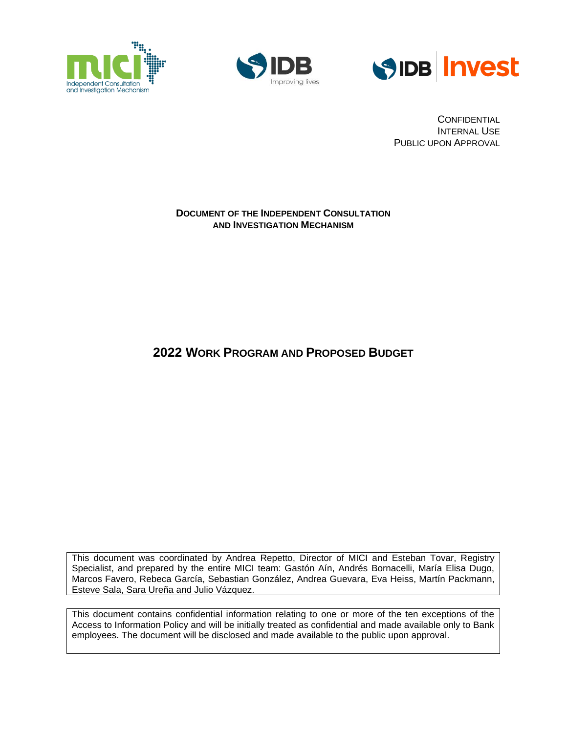CONFIDENTIAL
INTERNAL USE
PUBLIC UPON APPROVAL

**DOCUMENT OF THE INDEPENDENT CONSULTATION AND INVESTIGATION MECHANISM**

# 2022 WORK PROGRAM AND PROPOSED BUDGET

This document was coordinated by Andrea Repetto, Director of MICI and Esteban Tovar, Registry Specialist, and prepared by the entire MICI team: Gastón Aín, Andrés Bornacelli, María Elisa Dugo, Marcos Favero, Rebeca García, Sebastian González, Andrea Guevara, Eva Heiss, Martín Packmann, Esteve Sala, Sara Ureña and Julio Vázquez.

This document contains confidential information relating to one or more of the ten exceptions of the Access to Information Policy and will be initially treated as confidential and made available only to Bank employees. The document will be disclosed and made available to the public upon approval.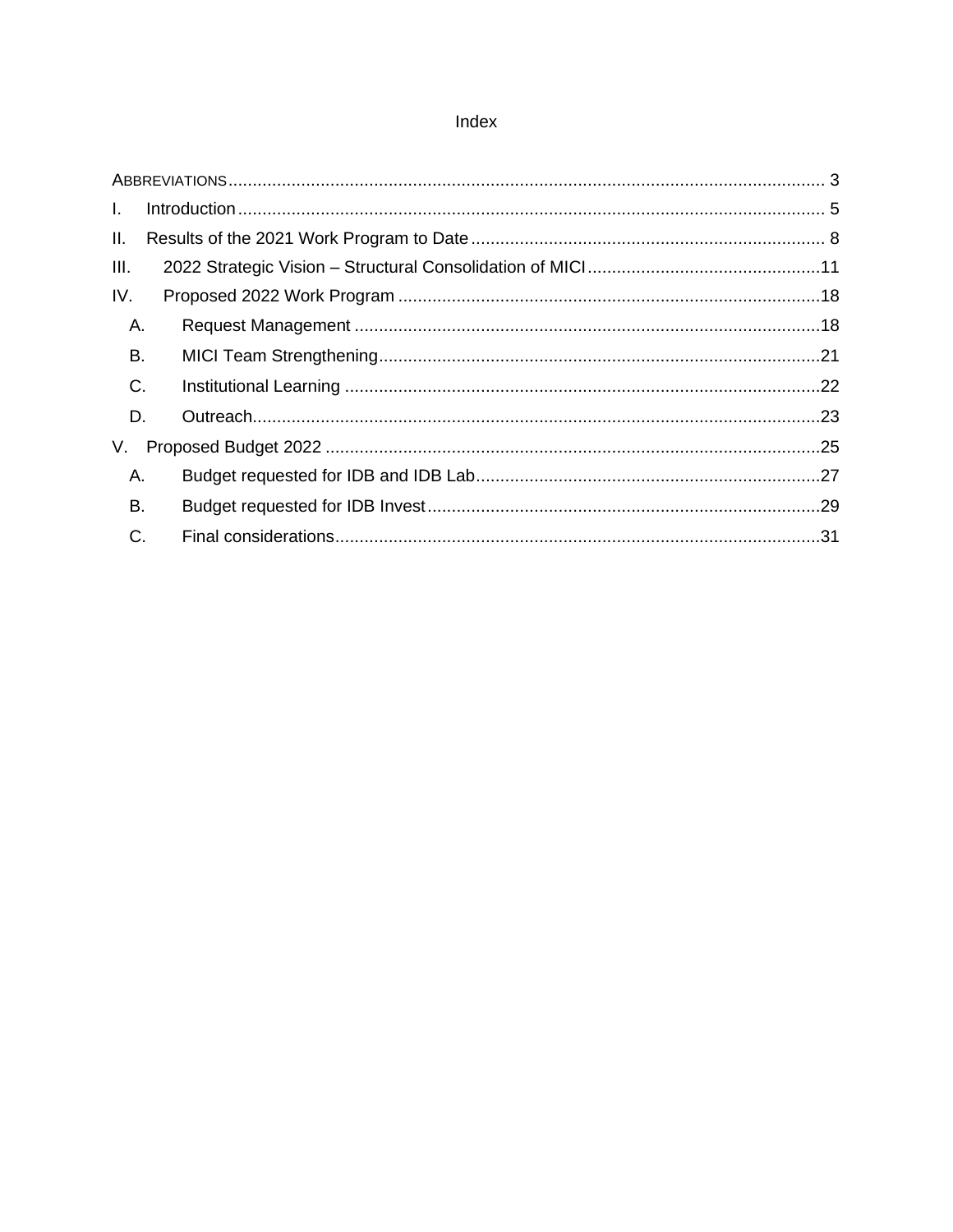# Index

ABBREVIATIONS ..................................................................................................................... 3

I. Introduction ........................................................................................................................ 5

II. Results of the 2021 Work Program to Date ........................................................................ 8

III. 2022 Strategic Vision – Structural Consolidation of MICI ................................................11

IV. Proposed 2022 Work Program .......................................................................................18

A. Request Management ...............................................................................................18

B. MICI Team Strengthening..........................................................................................21

C. Institutional Learning .................................................................................................22

D. Outreach....................................................................................................................23

V. Proposed Budget 2022 .....................................................................................................25

A. Budget requested for IDB and IDB Lab......................................................................27

B. Budget requested for IDB Invest................................................................................29

C. Final considerations...................................................................................................31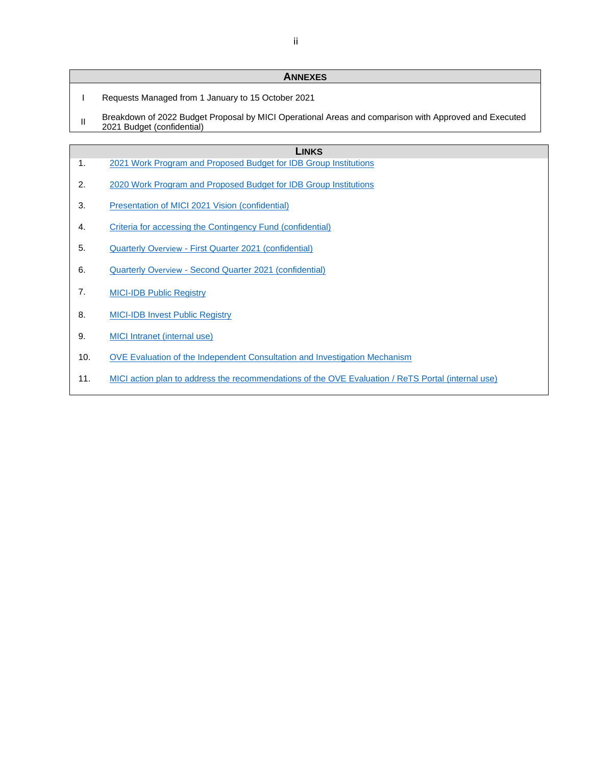## ANNEXES

| | |
|---|---|
| I | Requests Managed from 1 January to 15 October 2021 |
| II | Breakdown of 2022 Budget Proposal by MICI Operational Areas and comparison with Approved and Executed 2021 Budget (confidential) |

## LINKS

1. 2021 Work Program and Proposed Budget for IDB Group Institutions
2. 2020 Work Program and Proposed Budget for IDB Group Institutions
3. Presentation of MICI 2021 Vision (confidential)
4. Criteria for accessing the Contingency Fund (confidential)
5. Quarterly Overview - First Quarter 2021 (confidential)
6. Quarterly Overview - Second Quarter 2021 (confidential)
7. MICI-IDB Public Registry
8. MICI-IDB Invest Public Registry
9. MICI Intranet (internal use)
10. OVE Evaluation of the Independent Consultation and Investigation Mechanism
11. MICI action plan to address the recommendations of the OVE Evaluation / ReTS Portal (internal use)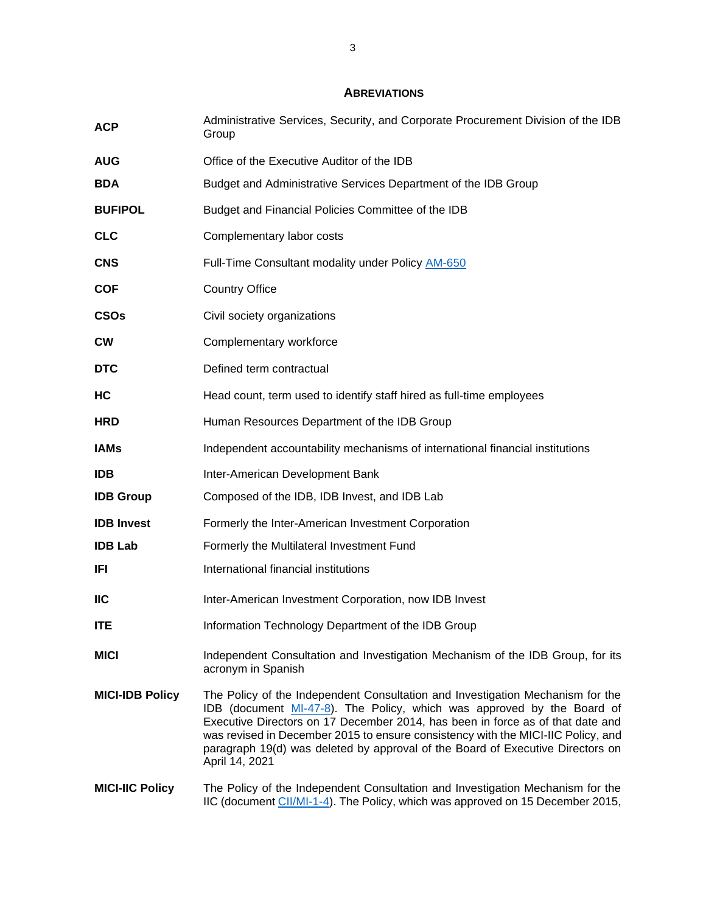## ABREVIATIONS

| | |
|---|---|
| **ACP** | Administrative Services, Security, and Corporate Procurement Division of the IDB Group |
| **AUG** | Office of the Executive Auditor of the IDB |
| **BDA** | Budget and Administrative Services Department of the IDB Group |
| **BUFIPOL** | Budget and Financial Policies Committee of the IDB |
| **CLC** | Complementary labor costs |
| **CNS** | Full-Time Consultant modality under Policy AM-650 |
| **COF** | Country Office |
| **CSOs** | Civil society organizations |
| **CW** | Complementary workforce |
| **DTC** | Defined term contractual |
| **HC** | Head count, term used to identify staff hired as full-time employees |
| **HRD** | Human Resources Department of the IDB Group |
| **IAMs** | Independent accountability mechanisms of international financial institutions |
| **IDB** | Inter-American Development Bank |
| **IDB Group** | Composed of the IDB, IDB Invest, and IDB Lab |
| **IDB Invest** | Formerly the Inter-American Investment Corporation |
| **IDB Lab** | Formerly the Multilateral Investment Fund |
| **IFI** | International financial institutions |
| **IIC** | Inter-American Investment Corporation, now IDB Invest |
| **ITE** | Information Technology Department of the IDB Group |
| **MICI** | Independent Consultation and Investigation Mechanism of the IDB Group, for its acronym in Spanish |
| **MICI-IDB Policy** | The Policy of the Independent Consultation and Investigation Mechanism for the IDB (document MI-47-8). The Policy, which was approved by the Board of Executive Directors on 17 December 2014, has been in force as of that date and was revised in December 2015 to ensure consistency with the MICI-IIC Policy, and paragraph 19(d) was deleted by approval of the Board of Executive Directors on April 14, 2021 |
| **MICI-IIC Policy** | The Policy of the Independent Consultation and Investigation Mechanism for the IIC (document CII/MI-1-4). The Policy, which was approved on 15 December 2015, |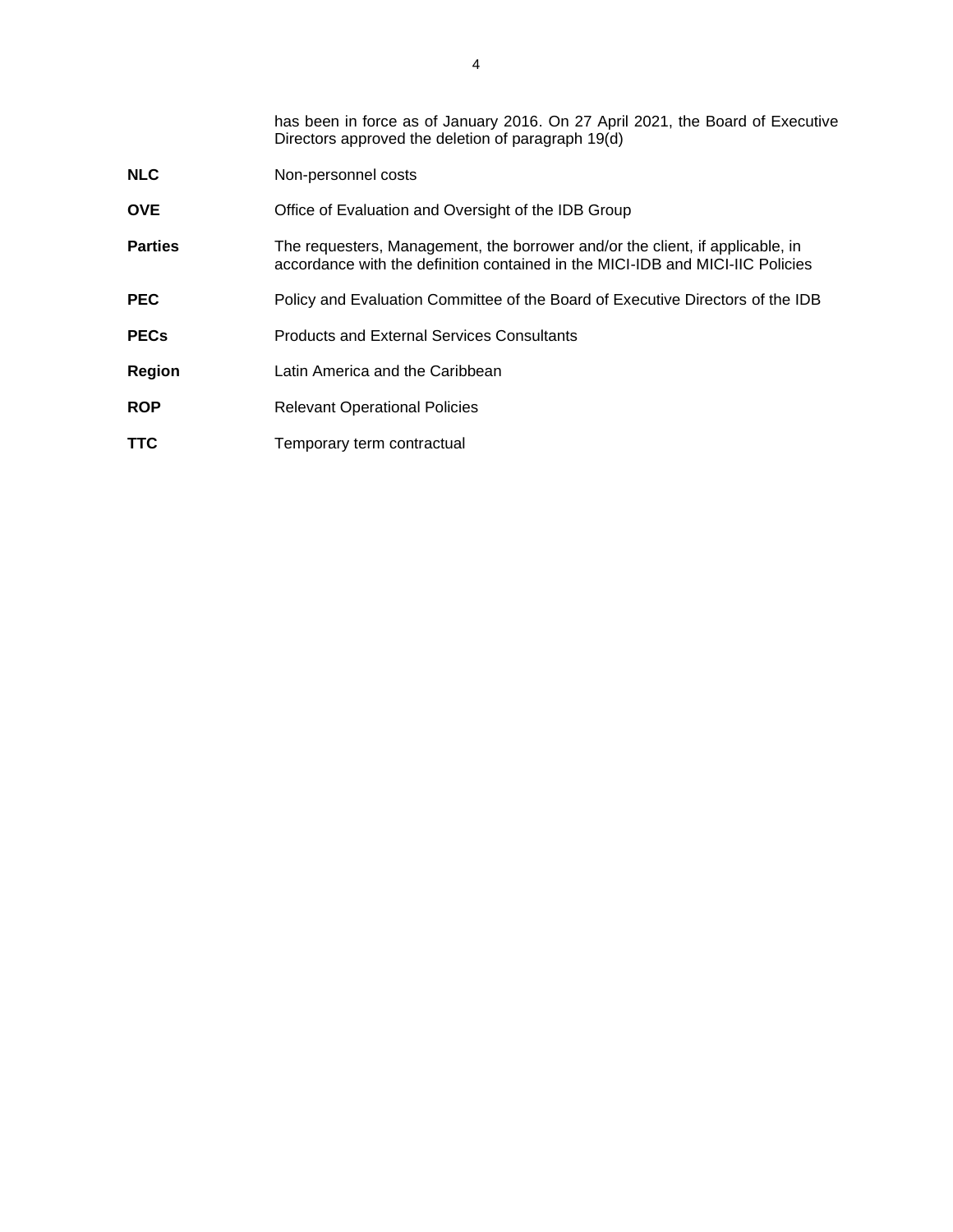has been in force as of January 2016. On 27 April 2021, the Board of Executive Directors approved the deletion of paragraph 19(d)

| | |
|---|---|
| **NLC** | Non-personnel costs |
| **OVE** | Office of Evaluation and Oversight of the IDB Group |
| **Parties** | The requesters, Management, the borrower and/or the client, if applicable, in accordance with the definition contained in the MICI-IDB and MICI-IIC Policies |
| **PEC** | Policy and Evaluation Committee of the Board of Executive Directors of the IDB |
| **PECs** | Products and External Services Consultants |
| **Region** | Latin America and the Caribbean |
| **ROP** | Relevant Operational Policies |
| **TTC** | Temporary term contractual |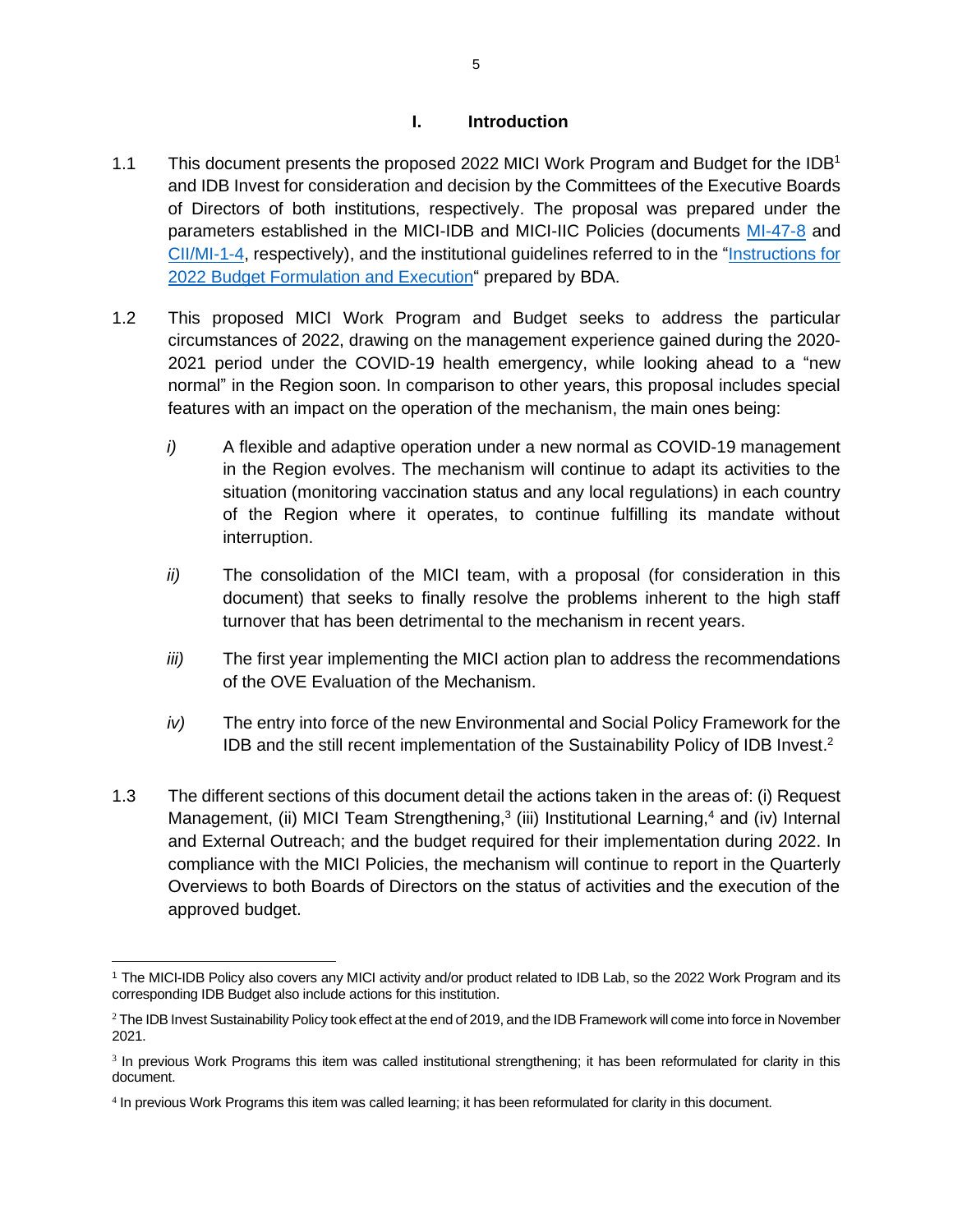# I. Introduction

1.1 This document presents the proposed 2022 MICI Work Program and Budget for the IDB[1] and IDB Invest for consideration and decision by the Committees of the Executive Boards of Directors of both institutions, respectively. The proposal was prepared under the parameters established in the MICI-IDB and MICI-IIC Policies (documents MI-47-8 and CII/MI-1-4, respectively), and the institutional guidelines referred to in the "Instructions for 2022 Budget Formulation and Execution" prepared by BDA.

1.2 This proposed MICI Work Program and Budget seeks to address the particular circumstances of 2022, drawing on the management experience gained during the 2020-2021 period under the COVID-19 health emergency, while looking ahead to a "new normal" in the Region soon. In comparison to other years, this proposal includes special features with an impact on the operation of the mechanism, the main ones being:

*i)* A flexible and adaptive operation under a new normal as COVID-19 management in the Region evolves. The mechanism will continue to adapt its activities to the situation (monitoring vaccination status and any local regulations) in each country of the Region where it operates, to continue fulfilling its mandate without interruption.

*ii)* The consolidation of the MICI team, with a proposal (for consideration in this document) that seeks to finally resolve the problems inherent to the high staff turnover that has been detrimental to the mechanism in recent years.

*iii)* The first year implementing the MICI action plan to address the recommendations of the OVE Evaluation of the Mechanism.

*iv)* The entry into force of the new Environmental and Social Policy Framework for the IDB and the still recent implementation of the Sustainability Policy of IDB Invest.[2]

1.3 The different sections of this document detail the actions taken in the areas of: (i) Request Management, (ii) MICI Team Strengthening,[3] (iii) Institutional Learning,[4] and (iv) Internal and External Outreach; and the budget required for their implementation during 2022. In compliance with the MICI Policies, the mechanism will continue to report in the Quarterly Overviews to both Boards of Directors on the status of activities and the execution of the approved budget.

---

[1] The MICI-IDB Policy also covers any MICI activity and/or product related to IDB Lab, so the 2022 Work Program and its corresponding IDB Budget also include actions for this institution.

[2] The IDB Invest Sustainability Policy took effect at the end of 2019, and the IDB Framework will come into force in November 2021.

[3] In previous Work Programs this item was called institutional strengthening; it has been reformulated for clarity in this document.

[4] In previous Work Programs this item was called learning; it has been reformulated for clarity in this document.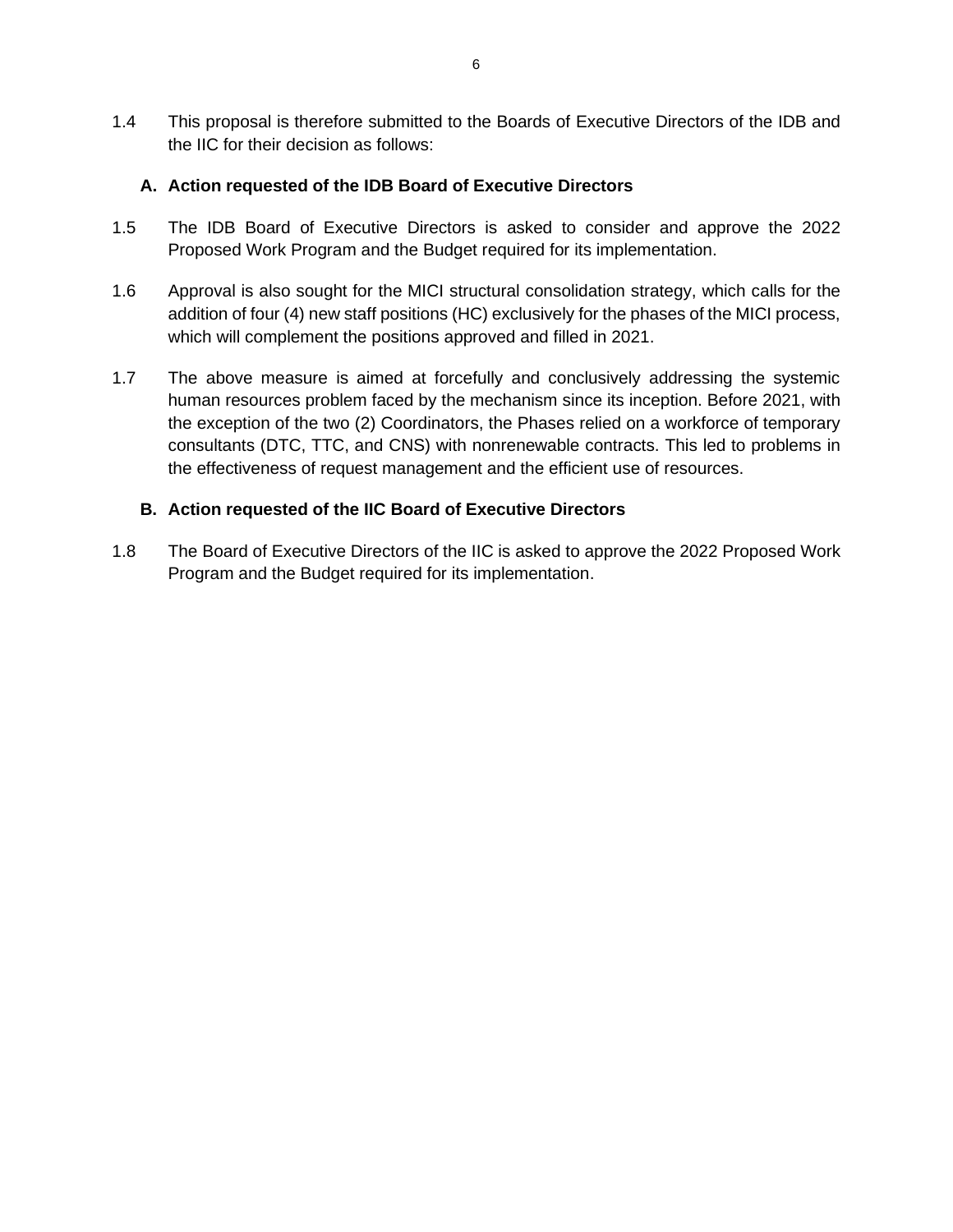1.4 This proposal is therefore submitted to the Boards of Executive Directors of the IDB and the IIC for their decision as follows:

### A. Action requested of the IDB Board of Executive Directors

1.5 The IDB Board of Executive Directors is asked to consider and approve the 2022 Proposed Work Program and the Budget required for its implementation.

1.6 Approval is also sought for the MICI structural consolidation strategy, which calls for the addition of four (4) new staff positions (HC) exclusively for the phases of the MICI process, which will complement the positions approved and filled in 2021.

1.7 The above measure is aimed at forcefully and conclusively addressing the systemic human resources problem faced by the mechanism since its inception. Before 2021, with the exception of the two (2) Coordinators, the Phases relied on a workforce of temporary consultants (DTC, TTC, and CNS) with nonrenewable contracts. This led to problems in the effectiveness of request management and the efficient use of resources.

### B. Action requested of the IIC Board of Executive Directors

1.8 The Board of Executive Directors of the IIC is asked to approve the 2022 Proposed Work Program and the Budget required for its implementation.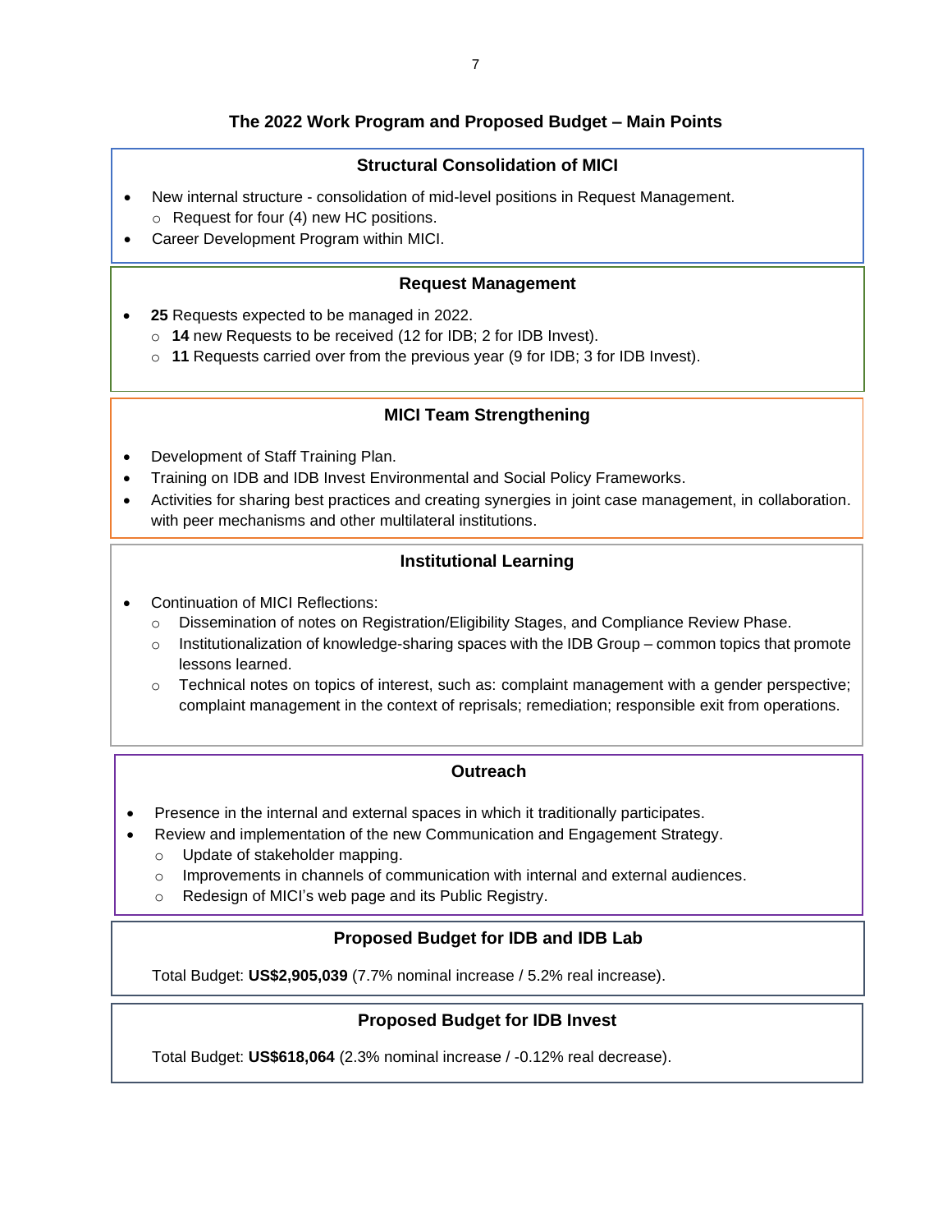## The 2022 Work Program and Proposed Budget – Main Points

### Structural Consolidation of MICI

- New internal structure - consolidation of mid-level positions in Request Management.
  - Request for four (4) new HC positions.
- Career Development Program within MICI.

### Request Management

- **25** Requests expected to be managed in 2022.
  - **14** new Requests to be received (12 for IDB; 2 for IDB Invest).
  - **11** Requests carried over from the previous year (9 for IDB; 3 for IDB Invest).

### MICI Team Strengthening

- Development of Staff Training Plan.
- Training on IDB and IDB Invest Environmental and Social Policy Frameworks.
- Activities for sharing best practices and creating synergies in joint case management, in collaboration. with peer mechanisms and other multilateral institutions.

### Institutional Learning

- Continuation of MICI Reflections:
  - Dissemination of notes on Registration/Eligibility Stages, and Compliance Review Phase.
  - Institutionalization of knowledge-sharing spaces with the IDB Group – common topics that promote lessons learned.
  - Technical notes on topics of interest, such as: complaint management with a gender perspective; complaint management in the context of reprisals; remediation; responsible exit from operations.

### Outreach

- Presence in the internal and external spaces in which it traditionally participates.
- Review and implementation of the new Communication and Engagement Strategy.
  - Update of stakeholder mapping.
  - Improvements in channels of communication with internal and external audiences.
  - Redesign of MICI's web page and its Public Registry.

### Proposed Budget for IDB and IDB Lab

Total Budget: **US$2,905,039** (7.7% nominal increase / 5.2% real increase).

### Proposed Budget for IDB Invest

Total Budget: **US$618,064** (2.3% nominal increase / -0.12% real decrease).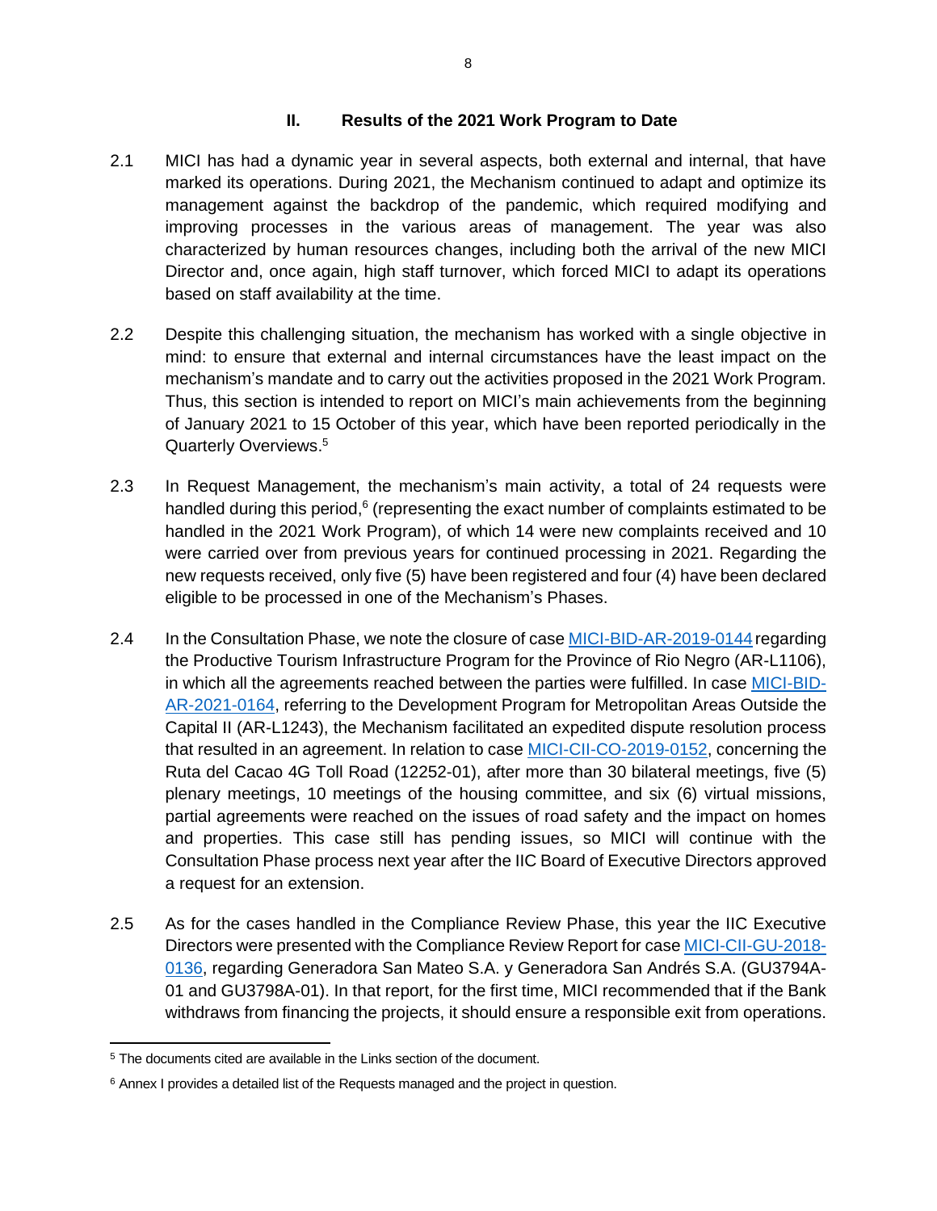## II. Results of the 2021 Work Program to Date

2.1 MICI has had a dynamic year in several aspects, both external and internal, that have marked its operations. During 2021, the Mechanism continued to adapt and optimize its management against the backdrop of the pandemic, which required modifying and improving processes in the various areas of management. The year was also characterized by human resources changes, including both the arrival of the new MICI Director and, once again, high staff turnover, which forced MICI to adapt its operations based on staff availability at the time.

2.2 Despite this challenging situation, the mechanism has worked with a single objective in mind: to ensure that external and internal circumstances have the least impact on the mechanism's mandate and to carry out the activities proposed in the 2021 Work Program. Thus, this section is intended to report on MICI's main achievements from the beginning of January 2021 to 15 October of this year, which have been reported periodically in the Quarterly Overviews.[5]

2.3 In Request Management, the mechanism's main activity, a total of 24 requests were handled during this period,[6] (representing the exact number of complaints estimated to be handled in the 2021 Work Program), of which 14 were new complaints received and 10 were carried over from previous years for continued processing in 2021. Regarding the new requests received, only five (5) have been registered and four (4) have been declared eligible to be processed in one of the Mechanism's Phases.

2.4 In the Consultation Phase, we note the closure of case MICI-BID-AR-2019-0144 regarding the Productive Tourism Infrastructure Program for the Province of Rio Negro (AR-L1106), in which all the agreements reached between the parties were fulfilled. In case MICI-BID-AR-2021-0164, referring to the Development Program for Metropolitan Areas Outside the Capital II (AR-L1243), the Mechanism facilitated an expedited dispute resolution process that resulted in an agreement. In relation to case MICI-CII-CO-2019-0152, concerning the Ruta del Cacao 4G Toll Road (12252-01), after more than 30 bilateral meetings, five (5) plenary meetings, 10 meetings of the housing committee, and six (6) virtual missions, partial agreements were reached on the issues of road safety and the impact on homes and properties. This case still has pending issues, so MICI will continue with the Consultation Phase process next year after the IIC Board of Executive Directors approved a request for an extension.

2.5 As for the cases handled in the Compliance Review Phase, this year the IIC Executive Directors were presented with the Compliance Review Report for case MICI-CII-GU-2018-0136, regarding Generadora San Mateo S.A. y Generadora San Andrés S.A. (GU3794A-01 and GU3798A-01). In that report, for the first time, MICI recommended that if the Bank withdraws from financing the projects, it should ensure a responsible exit from operations.

---

[5] The documents cited are available in the Links section of the document.

[6] Annex I provides a detailed list of the Requests managed and the project in question.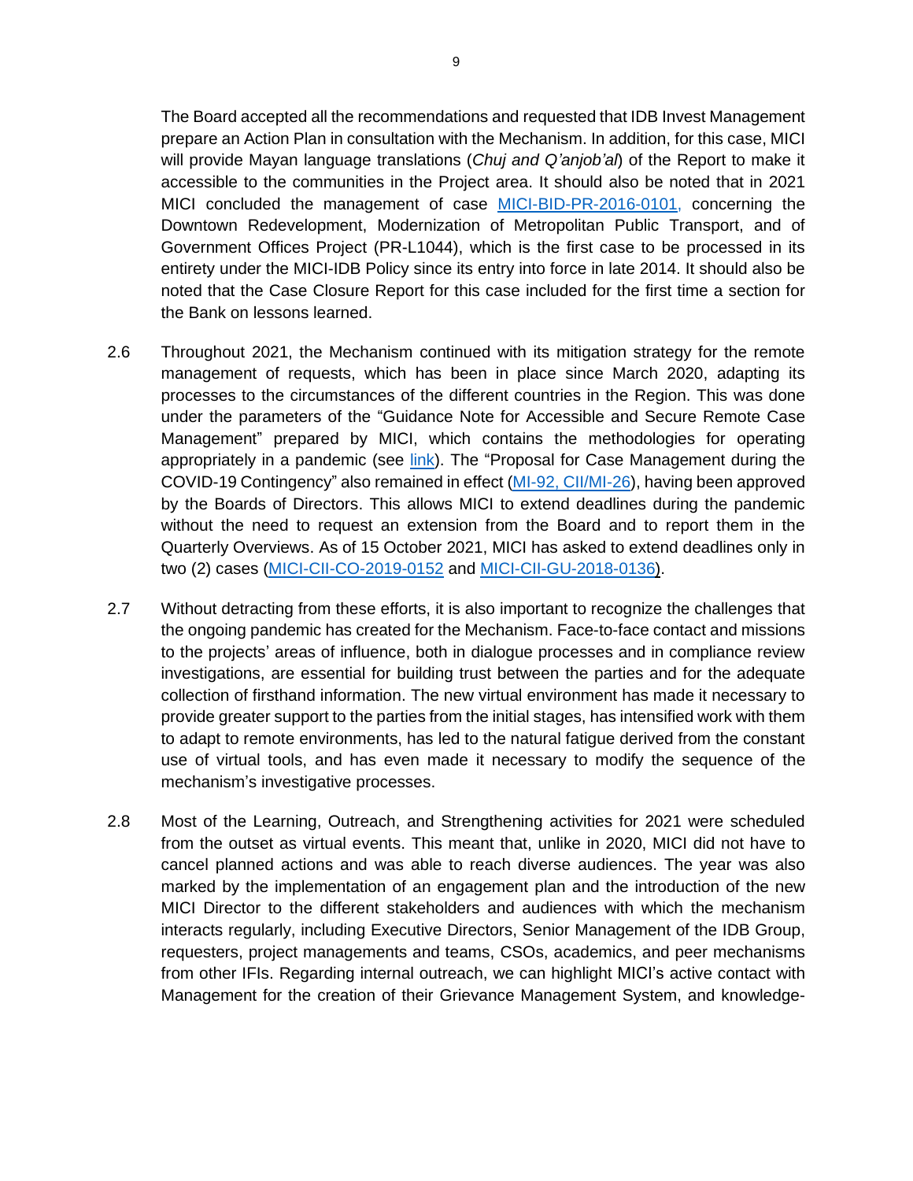The Board accepted all the recommendations and requested that IDB Invest Management prepare an Action Plan in consultation with the Mechanism. In addition, for this case, MICI will provide Mayan language translations (*Chuj and Q'anjob'al*) of the Report to make it accessible to the communities in the Project area. It should also be noted that in 2021 MICI concluded the management of case MICI-BID-PR-2016-0101, concerning the Downtown Redevelopment, Modernization of Metropolitan Public Transport, and of Government Offices Project (PR-L1044), which is the first case to be processed in its entirety under the MICI-IDB Policy since its entry into force in late 2014. It should also be noted that the Case Closure Report for this case included for the first time a section for the Bank on lessons learned.

2.6 Throughout 2021, the Mechanism continued with its mitigation strategy for the remote management of requests, which has been in place since March 2020, adapting its processes to the circumstances of the different countries in the Region. This was done under the parameters of the "Guidance Note for Accessible and Secure Remote Case Management" prepared by MICI, which contains the methodologies for operating appropriately in a pandemic (see link). The "Proposal for Case Management during the COVID-19 Contingency" also remained in effect (MI-92, CII/MI-26), having been approved by the Boards of Directors. This allows MICI to extend deadlines during the pandemic without the need to request an extension from the Board and to report them in the Quarterly Overviews. As of 15 October 2021, MICI has asked to extend deadlines only in two (2) cases (MICI-CII-CO-2019-0152 and MICI-CII-GU-2018-0136).

2.7 Without detracting from these efforts, it is also important to recognize the challenges that the ongoing pandemic has created for the Mechanism. Face-to-face contact and missions to the projects' areas of influence, both in dialogue processes and in compliance review investigations, are essential for building trust between the parties and for the adequate collection of firsthand information. The new virtual environment has made it necessary to provide greater support to the parties from the initial stages, has intensified work with them to adapt to remote environments, has led to the natural fatigue derived from the constant use of virtual tools, and has even made it necessary to modify the sequence of the mechanism's investigative processes.

2.8 Most of the Learning, Outreach, and Strengthening activities for 2021 were scheduled from the outset as virtual events. This meant that, unlike in 2020, MICI did not have to cancel planned actions and was able to reach diverse audiences. The year was also marked by the implementation of an engagement plan and the introduction of the new MICI Director to the different stakeholders and audiences with which the mechanism interacts regularly, including Executive Directors, Senior Management of the IDB Group, requesters, project managements and teams, CSOs, academics, and peer mechanisms from other IFIs. Regarding internal outreach, we can highlight MICI's active contact with Management for the creation of their Grievance Management System, and knowledge-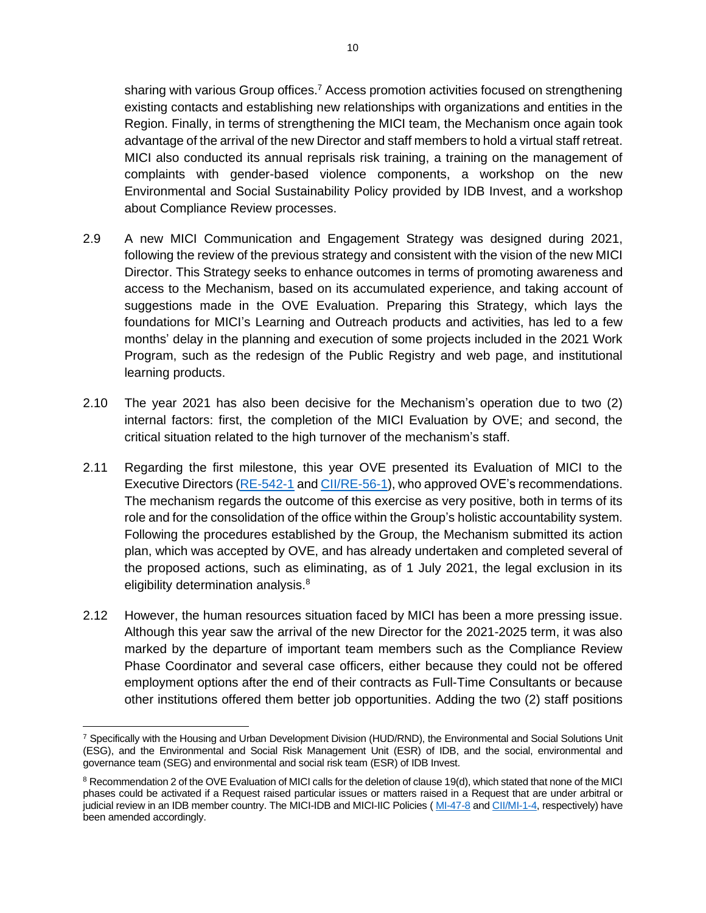sharing with various Group offices.[7] Access promotion activities focused on strengthening existing contacts and establishing new relationships with organizations and entities in the Region. Finally, in terms of strengthening the MICI team, the Mechanism once again took advantage of the arrival of the new Director and staff members to hold a virtual staff retreat. MICI also conducted its annual reprisals risk training, a training on the management of complaints with gender-based violence components, a workshop on the new Environmental and Social Sustainability Policy provided by IDB Invest, and a workshop about Compliance Review processes.

2.9 A new MICI Communication and Engagement Strategy was designed during 2021, following the review of the previous strategy and consistent with the vision of the new MICI Director. This Strategy seeks to enhance outcomes in terms of promoting awareness and access to the Mechanism, based on its accumulated experience, and taking account of suggestions made in the OVE Evaluation. Preparing this Strategy, which lays the foundations for MICI's Learning and Outreach products and activities, has led to a few months' delay in the planning and execution of some projects included in the 2021 Work Program, such as the redesign of the Public Registry and web page, and institutional learning products.

2.10 The year 2021 has also been decisive for the Mechanism's operation due to two (2) internal factors: first, the completion of the MICI Evaluation by OVE; and second, the critical situation related to the high turnover of the mechanism's staff.

2.11 Regarding the first milestone, this year OVE presented its Evaluation of MICI to the Executive Directors (RE-542-1 and CII/RE-56-1), who approved OVE's recommendations. The mechanism regards the outcome of this exercise as very positive, both in terms of its role and for the consolidation of the office within the Group's holistic accountability system. Following the procedures established by the Group, the Mechanism submitted its action plan, which was accepted by OVE, and has already undertaken and completed several of the proposed actions, such as eliminating, as of 1 July 2021, the legal exclusion in its eligibility determination analysis.[8]

2.12 However, the human resources situation faced by MICI has been a more pressing issue. Although this year saw the arrival of the new Director for the 2021-2025 term, it was also marked by the departure of important team members such as the Compliance Review Phase Coordinator and several case officers, either because they could not be offered employment options after the end of their contracts as Full-Time Consultants or because other institutions offered them better job opportunities. Adding the two (2) staff positions

---

[7] Specifically with the Housing and Urban Development Division (HUD/RND), the Environmental and Social Solutions Unit (ESG), and the Environmental and Social Risk Management Unit (ESR) of IDB, and the social, environmental and governance team (SEG) and environmental and social risk team (ESR) of IDB Invest.

[8] Recommendation 2 of the OVE Evaluation of MICI calls for the deletion of clause 19(d), which stated that none of the MICI phases could be activated if a Request raised particular issues or matters raised in a Request that are under arbitral or judicial review in an IDB member country. The MICI-IDB and MICI-IIC Policies ( MI-47-8 and CII/MI-1-4, respectively) have been amended accordingly.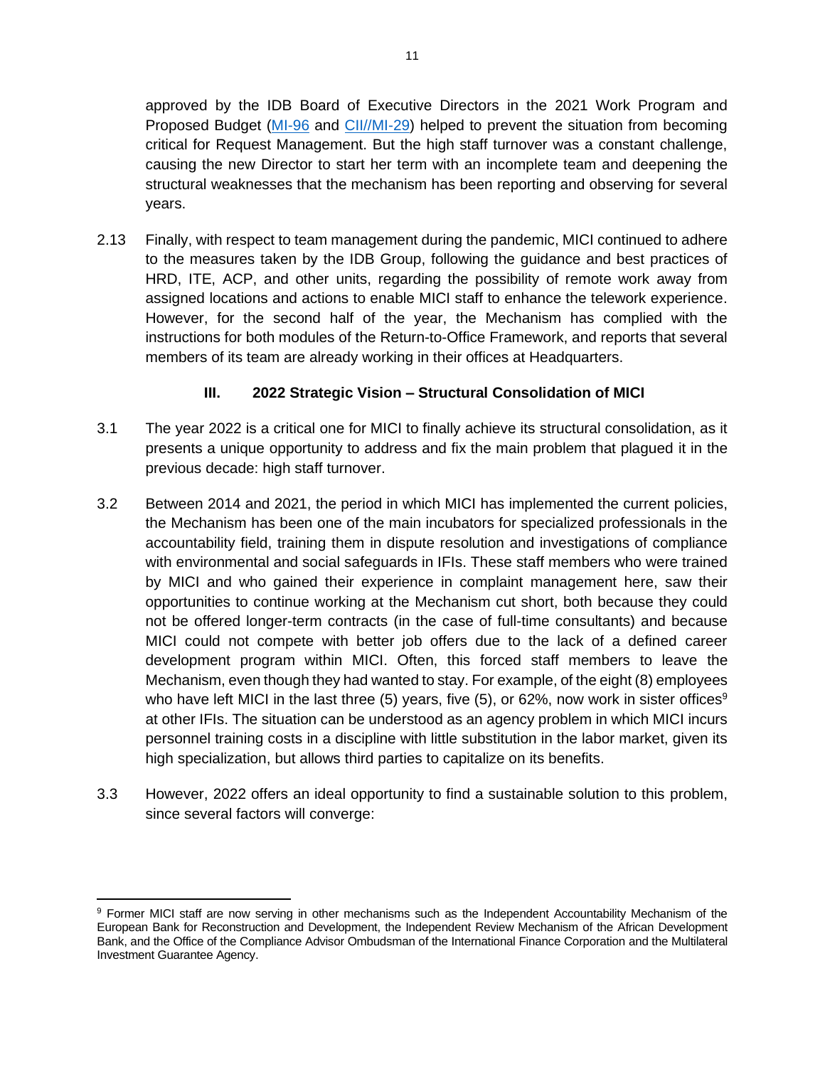approved by the IDB Board of Executive Directors in the 2021 Work Program and Proposed Budget (MI-96 and CII//MI-29) helped to prevent the situation from becoming critical for Request Management. But the high staff turnover was a constant challenge, causing the new Director to start her term with an incomplete team and deepening the structural weaknesses that the mechanism has been reporting and observing for several years.

2.13 Finally, with respect to team management during the pandemic, MICI continued to adhere to the measures taken by the IDB Group, following the guidance and best practices of HRD, ITE, ACP, and other units, regarding the possibility of remote work away from assigned locations and actions to enable MICI staff to enhance the telework experience. However, for the second half of the year, the Mechanism has complied with the instructions for both modules of the Return-to-Office Framework, and reports that several members of its team are already working in their offices at Headquarters.

## III. 2022 Strategic Vision – Structural Consolidation of MICI

3.1 The year 2022 is a critical one for MICI to finally achieve its structural consolidation, as it presents a unique opportunity to address and fix the main problem that plagued it in the previous decade: high staff turnover.

3.2 Between 2014 and 2021, the period in which MICI has implemented the current policies, the Mechanism has been one of the main incubators for specialized professionals in the accountability field, training them in dispute resolution and investigations of compliance with environmental and social safeguards in IFIs. These staff members who were trained by MICI and who gained their experience in complaint management here, saw their opportunities to continue working at the Mechanism cut short, both because they could not be offered longer-term contracts (in the case of full-time consultants) and because MICI could not compete with better job offers due to the lack of a defined career development program within MICI. Often, this forced staff members to leave the Mechanism, even though they had wanted to stay. For example, of the eight (8) employees who have left MICI in the last three (5) years, five (5), or 62%, now work in sister offices[9] at other IFIs. The situation can be understood as an agency problem in which MICI incurs personnel training costs in a discipline with little substitution in the labor market, given its high specialization, but allows third parties to capitalize on its benefits.

3.3 However, 2022 offers an ideal opportunity to find a sustainable solution to this problem, since several factors will converge:

[9] Former MICI staff are now serving in other mechanisms such as the Independent Accountability Mechanism of the European Bank for Reconstruction and Development, the Independent Review Mechanism of the African Development Bank, and the Office of the Compliance Advisor Ombudsman of the International Finance Corporation and the Multilateral Investment Guarantee Agency.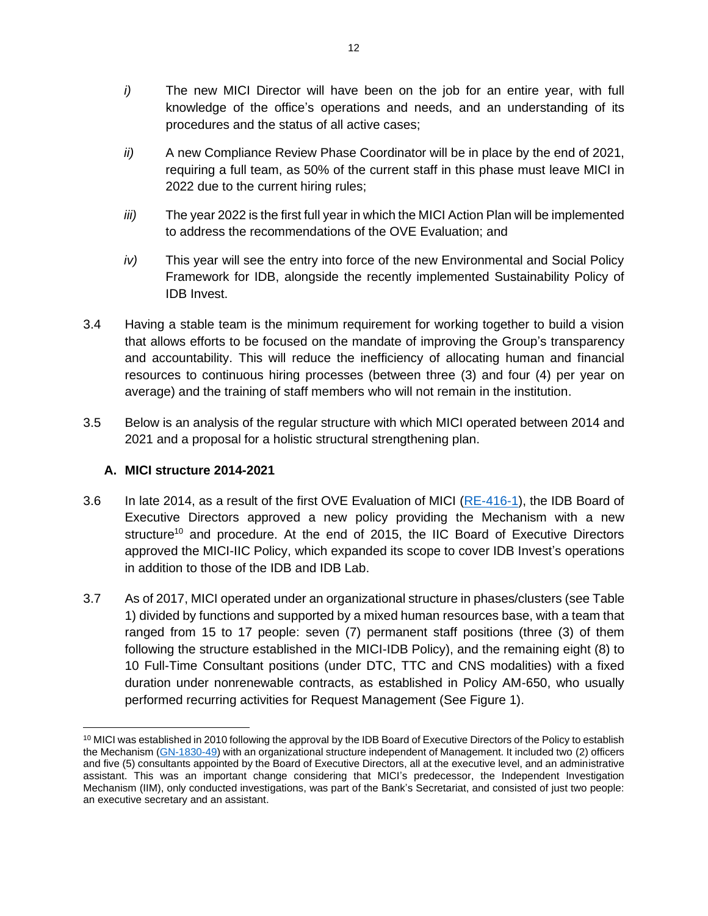*i)* The new MICI Director will have been on the job for an entire year, with full knowledge of the office's operations and needs, and an understanding of its procedures and the status of all active cases;

*ii)* A new Compliance Review Phase Coordinator will be in place by the end of 2021, requiring a full team, as 50% of the current staff in this phase must leave MICI in 2022 due to the current hiring rules;

*iii)* The year 2022 is the first full year in which the MICI Action Plan will be implemented to address the recommendations of the OVE Evaluation; and

*iv)* This year will see the entry into force of the new Environmental and Social Policy Framework for IDB, alongside the recently implemented Sustainability Policy of IDB Invest.

3.4 Having a stable team is the minimum requirement for working together to build a vision that allows efforts to be focused on the mandate of improving the Group's transparency and accountability. This will reduce the inefficiency of allocating human and financial resources to continuous hiring processes (between three (3) and four (4) per year on average) and the training of staff members who will not remain in the institution.

3.5 Below is an analysis of the regular structure with which MICI operated between 2014 and 2021 and a proposal for a holistic structural strengthening plan.

### A. MICI structure 2014-2021

3.6 In late 2014, as a result of the first OVE Evaluation of MICI (RE-416-1), the IDB Board of Executive Directors approved a new policy providing the Mechanism with a new structure[10] and procedure. At the end of 2015, the IIC Board of Executive Directors approved the MICI-IIC Policy, which expanded its scope to cover IDB Invest's operations in addition to those of the IDB and IDB Lab.

3.7 As of 2017, MICI operated under an organizational structure in phases/clusters (see Table 1) divided by functions and supported by a mixed human resources base, with a team that ranged from 15 to 17 people: seven (7) permanent staff positions (three (3) of them following the structure established in the MICI-IDB Policy), and the remaining eight (8) to 10 Full-Time Consultant positions (under DTC, TTC and CNS modalities) with a fixed duration under nonrenewable contracts, as established in Policy AM-650, who usually performed recurring activities for Request Management (See Figure 1).

---

[10] MICI was established in 2010 following the approval by the IDB Board of Executive Directors of the Policy to establish the Mechanism (GN-1830-49) with an organizational structure independent of Management. It included two (2) officers and five (5) consultants appointed by the Board of Executive Directors, all at the executive level, and an administrative assistant. This was an important change considering that MICI's predecessor, the Independent Investigation Mechanism (IIM), only conducted investigations, was part of the Bank's Secretariat, and consisted of just two people: an executive secretary and an assistant.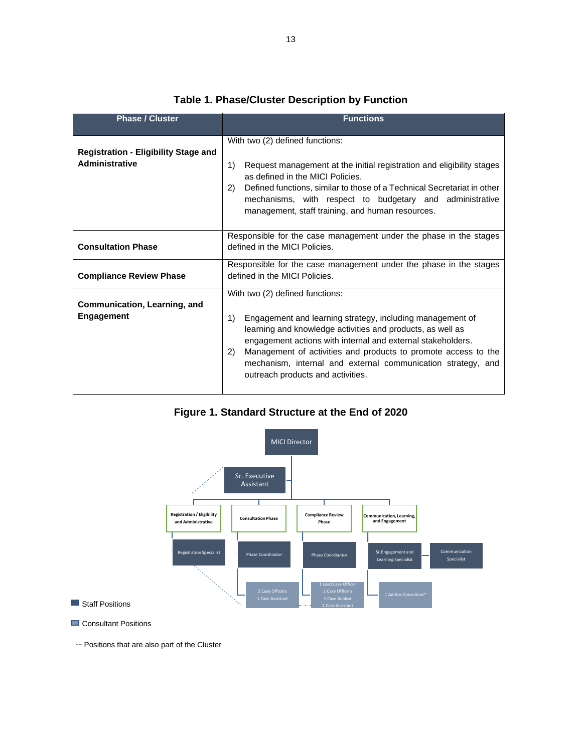**Table 1. Phase/Cluster Description by Function**

| Phase / Cluster | Functions |
|---|---|
| **Registration - Eligibility Stage and Administrative** | With two (2) defined functions:<br><br>1) Request management at the initial registration and eligibility stages as defined in the MICI Policies.<br>2) Defined functions, similar to those of a Technical Secretariat in other mechanisms, with respect to budgetary and administrative management, staff training, and human resources. |
| **Consultation Phase** | Responsible for the case management under the phase in the stages defined in the MICI Policies. |
| **Compliance Review Phase** | Responsible for the case management under the phase in the stages defined in the MICI Policies. |
| **Communication, Learning, and Engagement** | With two (2) defined functions:<br><br>1) Engagement and learning strategy, including management of learning and knowledge activities and products, as well as engagement actions with internal and external stakeholders.<br>2) Management of activities and products to promote access to the mechanism, internal and external communication strategy, and outreach products and activities. |

**Figure 1. Standard Structure at the End of 2020**

MICI Director

Sr. Executive Assistant

Registration / Eligibility and Administrative — Registration Specialist

Consultation Phase — Phase Coordinator — 2 Case Officers, 1 Case Assistant

Compliance Review Phase — Phase Coordiantor — 1 Lead Case Officer, 2 Case Officers, 1 Case Analyst, 1 Case Assistant

Communication, Learning, and Engagement — Sr.Engagement and Learning Specialist; Communication Specialist — 1 Ad-hoc Consultant*

Staff Positions

Consultant Positions

-- Positions that are also part of the Cluster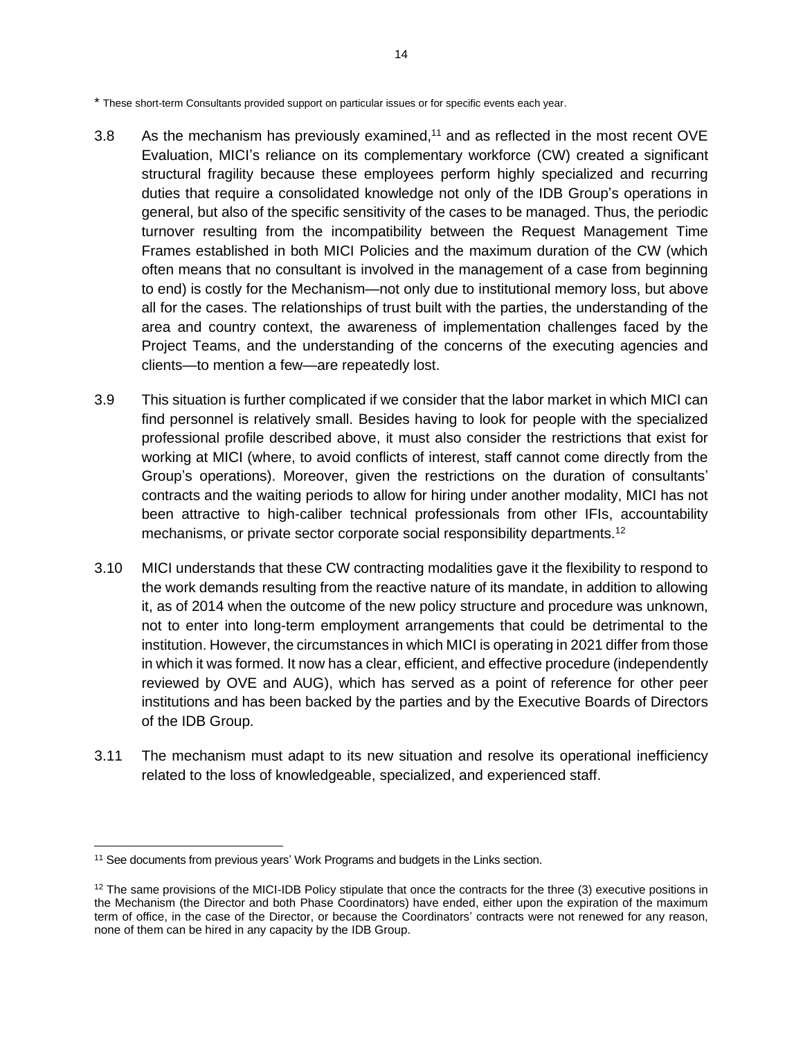* These short-term Consultants provided support on particular issues or for specific events each year.

3.8 As the mechanism has previously examined,[11] and as reflected in the most recent OVE Evaluation, MICI's reliance on its complementary workforce (CW) created a significant structural fragility because these employees perform highly specialized and recurring duties that require a consolidated knowledge not only of the IDB Group's operations in general, but also of the specific sensitivity of the cases to be managed. Thus, the periodic turnover resulting from the incompatibility between the Request Management Time Frames established in both MICI Policies and the maximum duration of the CW (which often means that no consultant is involved in the management of a case from beginning to end) is costly for the Mechanism—not only due to institutional memory loss, but above all for the cases. The relationships of trust built with the parties, the understanding of the area and country context, the awareness of implementation challenges faced by the Project Teams, and the understanding of the concerns of the executing agencies and clients—to mention a few—are repeatedly lost.

3.9 This situation is further complicated if we consider that the labor market in which MICI can find personnel is relatively small. Besides having to look for people with the specialized professional profile described above, it must also consider the restrictions that exist for working at MICI (where, to avoid conflicts of interest, staff cannot come directly from the Group's operations). Moreover, given the restrictions on the duration of consultants' contracts and the waiting periods to allow for hiring under another modality, MICI has not been attractive to high-caliber technical professionals from other IFIs, accountability mechanisms, or private sector corporate social responsibility departments.[12]

3.10 MICI understands that these CW contracting modalities gave it the flexibility to respond to the work demands resulting from the reactive nature of its mandate, in addition to allowing it, as of 2014 when the outcome of the new policy structure and procedure was unknown, not to enter into long-term employment arrangements that could be detrimental to the institution. However, the circumstances in which MICI is operating in 2021 differ from those in which it was formed. It now has a clear, efficient, and effective procedure (independently reviewed by OVE and AUG), which has served as a point of reference for other peer institutions and has been backed by the parties and by the Executive Boards of Directors of the IDB Group.

3.11 The mechanism must adapt to its new situation and resolve its operational inefficiency related to the loss of knowledgeable, specialized, and experienced staff.

---

[11] See documents from previous years' Work Programs and budgets in the Links section.

[12] The same provisions of the MICI-IDB Policy stipulate that once the contracts for the three (3) executive positions in the Mechanism (the Director and both Phase Coordinators) have ended, either upon the expiration of the maximum term of office, in the case of the Director, or because the Coordinators' contracts were not renewed for any reason, none of them can be hired in any capacity by the IDB Group.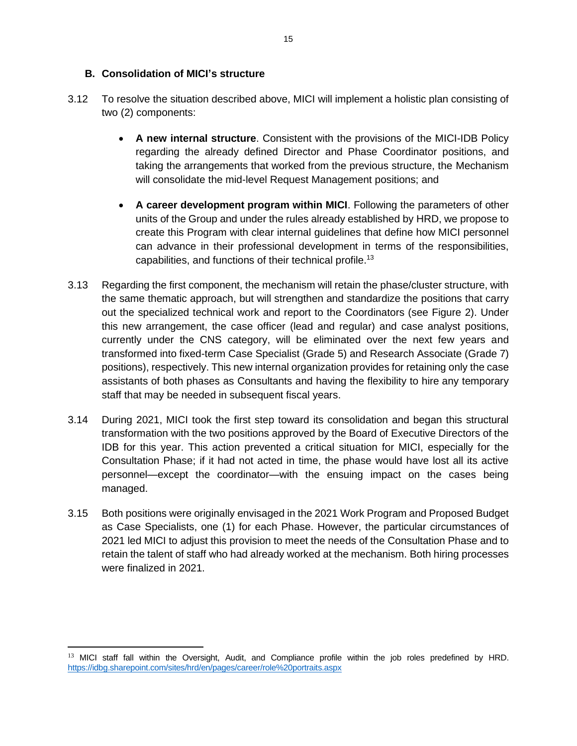### B. Consolidation of MICI's structure

3.12 To resolve the situation described above, MICI will implement a holistic plan consisting of two (2) components:

- **A new internal structure**. Consistent with the provisions of the MICI-IDB Policy regarding the already defined Director and Phase Coordinator positions, and taking the arrangements that worked from the previous structure, the Mechanism will consolidate the mid-level Request Management positions; and

- **A career development program within MICI**. Following the parameters of other units of the Group and under the rules already established by HRD, we propose to create this Program with clear internal guidelines that define how MICI personnel can advance in their professional development in terms of the responsibilities, capabilities, and functions of their technical profile.[13]

3.13 Regarding the first component, the mechanism will retain the phase/cluster structure, with the same thematic approach, but will strengthen and standardize the positions that carry out the specialized technical work and report to the Coordinators (see Figure 2). Under this new arrangement, the case officer (lead and regular) and case analyst positions, currently under the CNS category, will be eliminated over the next few years and transformed into fixed-term Case Specialist (Grade 5) and Research Associate (Grade 7) positions), respectively. This new internal organization provides for retaining only the case assistants of both phases as Consultants and having the flexibility to hire any temporary staff that may be needed in subsequent fiscal years.

3.14 During 2021, MICI took the first step toward its consolidation and began this structural transformation with the two positions approved by the Board of Executive Directors of the IDB for this year. This action prevented a critical situation for MICI, especially for the Consultation Phase; if it had not acted in time, the phase would have lost all its active personnel—except the coordinator—with the ensuing impact on the cases being managed.

3.15 Both positions were originally envisaged in the 2021 Work Program and Proposed Budget as Case Specialists, one (1) for each Phase. However, the particular circumstances of 2021 led MICI to adjust this provision to meet the needs of the Consultation Phase and to retain the talent of staff who had already worked at the mechanism. Both hiring processes were finalized in 2021.

---

[13] MICI staff fall within the Oversight, Audit, and Compliance profile within the job roles predefined by HRD. https://idbg.sharepoint.com/sites/hrd/en/pages/career/role%20portraits.aspx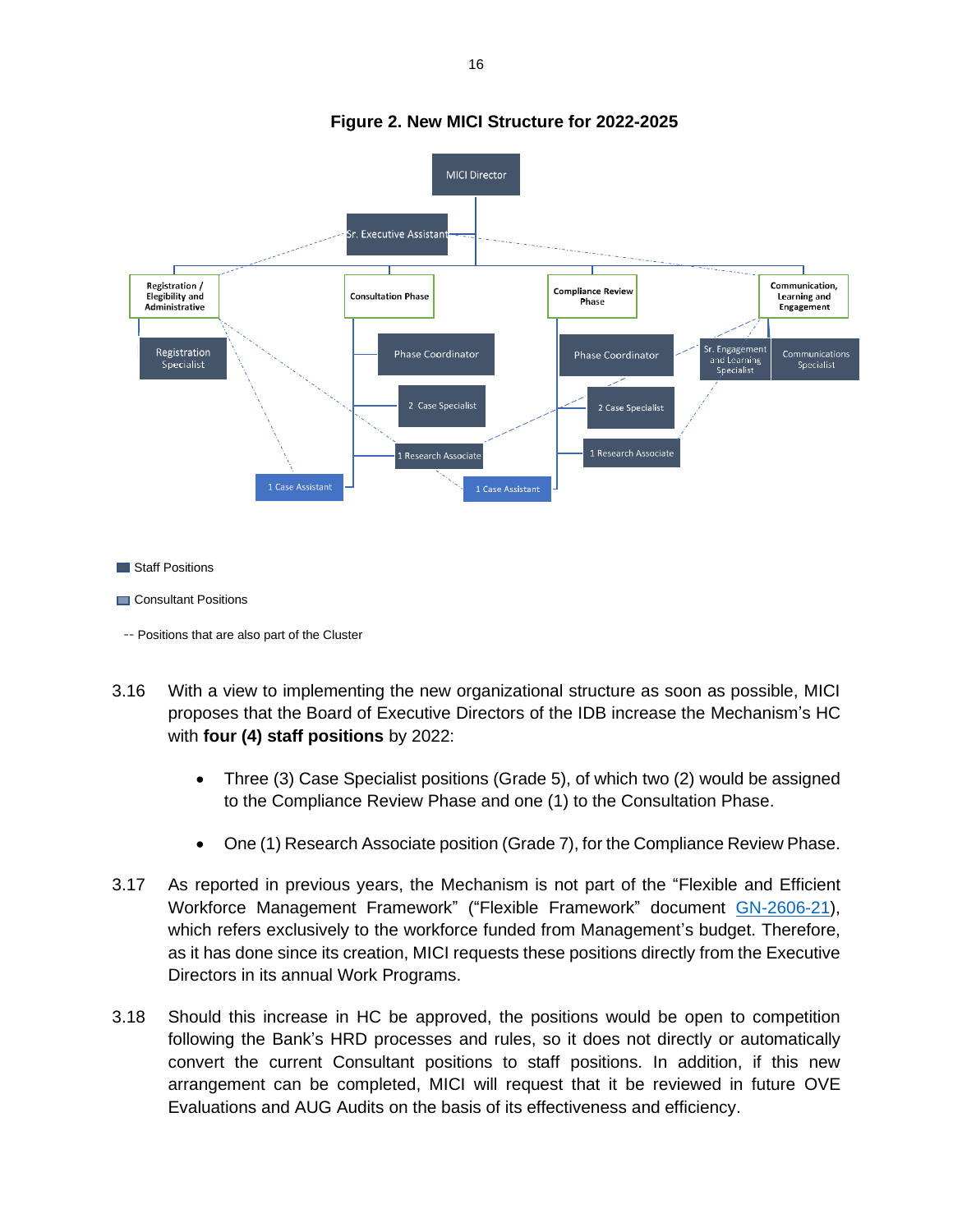**Figure 2. New MICI Structure for 2022-2025**

MICI Director

Sr. Executive Assistant

Registration / Eligibility and Administrative

Consultation Phase

Compliance Review Phase

Communication, Learning and Engagement

Registration Specialist

Phase Coordinator

Phase Coordinator

Sr. Engagement and Learning Specialist

Communications Specialist

2 Case Specialist

2 Case Specialist

1 Research Associate

1 Research Associate

1 Case Assistant

1 Case Assistant

Staff Positions

Consultant Positions

-- Positions that are also part of the Cluster

3.16 With a view to implementing the new organizational structure as soon as possible, MICI proposes that the Board of Executive Directors of the IDB increase the Mechanism's HC with **four (4) staff positions** by 2022:

- Three (3) Case Specialist positions (Grade 5), of which two (2) would be assigned to the Compliance Review Phase and one (1) to the Consultation Phase.
- One (1) Research Associate position (Grade 7), for the Compliance Review Phase.

3.17 As reported in previous years, the Mechanism is not part of the "Flexible and Efficient Workforce Management Framework" ("Flexible Framework" document GN-2606-21), which refers exclusively to the workforce funded from Management's budget. Therefore, as it has done since its creation, MICI requests these positions directly from the Executive Directors in its annual Work Programs.

3.18 Should this increase in HC be approved, the positions would be open to competition following the Bank's HRD processes and rules, so it does not directly or automatically convert the current Consultant positions to staff positions. In addition, if this new arrangement can be completed, MICI will request that it be reviewed in future OVE Evaluations and AUG Audits on the basis of its effectiveness and efficiency.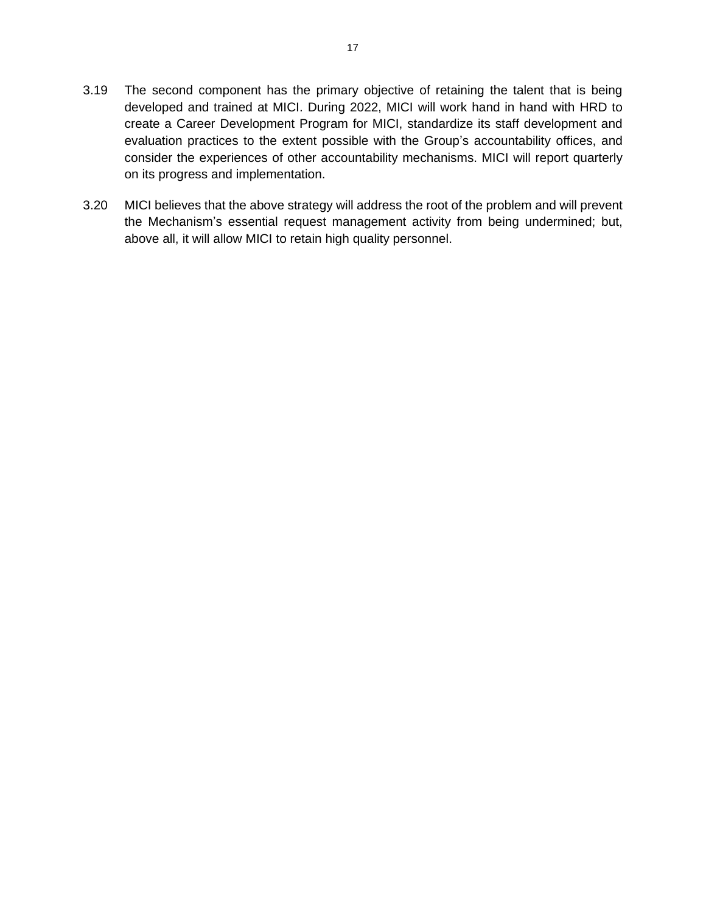3.19 The second component has the primary objective of retaining the talent that is being developed and trained at MICI. During 2022, MICI will work hand in hand with HRD to create a Career Development Program for MICI, standardize its staff development and evaluation practices to the extent possible with the Group's accountability offices, and consider the experiences of other accountability mechanisms. MICI will report quarterly on its progress and implementation.

3.20 MICI believes that the above strategy will address the root of the problem and will prevent the Mechanism's essential request management activity from being undermined; but, above all, it will allow MICI to retain high quality personnel.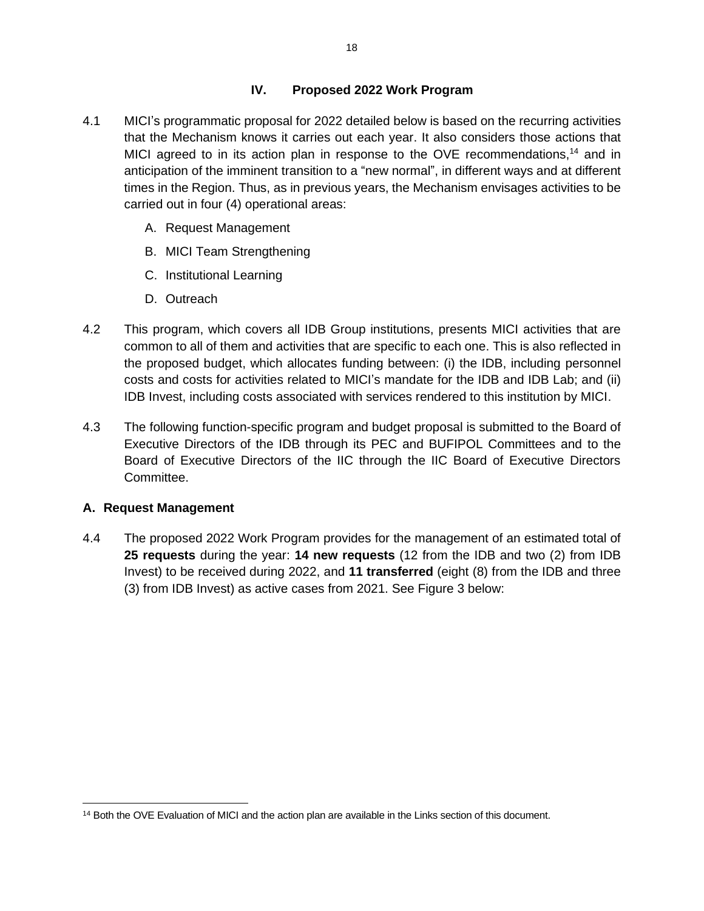## IV. Proposed 2022 Work Program

4.1 MICI's programmatic proposal for 2022 detailed below is based on the recurring activities that the Mechanism knows it carries out each year. It also considers those actions that MICI agreed to in its action plan in response to the OVE recommendations,[14] and in anticipation of the imminent transition to a "new normal", in different ways and at different times in the Region. Thus, as in previous years, the Mechanism envisages activities to be carried out in four (4) operational areas:

A. Request Management

B. MICI Team Strengthening

C. Institutional Learning

D. Outreach

4.2 This program, which covers all IDB Group institutions, presents MICI activities that are common to all of them and activities that are specific to each one. This is also reflected in the proposed budget, which allocates funding between: (i) the IDB, including personnel costs and costs for activities related to MICI's mandate for the IDB and IDB Lab; and (ii) IDB Invest, including costs associated with services rendered to this institution by MICI.

4.3 The following function-specific program and budget proposal is submitted to the Board of Executive Directors of the IDB through its PEC and BUFIPOL Committees and to the Board of Executive Directors of the IIC through the IIC Board of Executive Directors Committee.

### A. Request Management

4.4 The proposed 2022 Work Program provides for the management of an estimated total of **25 requests** during the year: **14 new requests** (12 from the IDB and two (2) from IDB Invest) to be received during 2022, and **11 transferred** (eight (8) from the IDB and three (3) from IDB Invest) as active cases from 2021. See Figure 3 below:

---

[14] Both the OVE Evaluation of MICI and the action plan are available in the Links section of this document.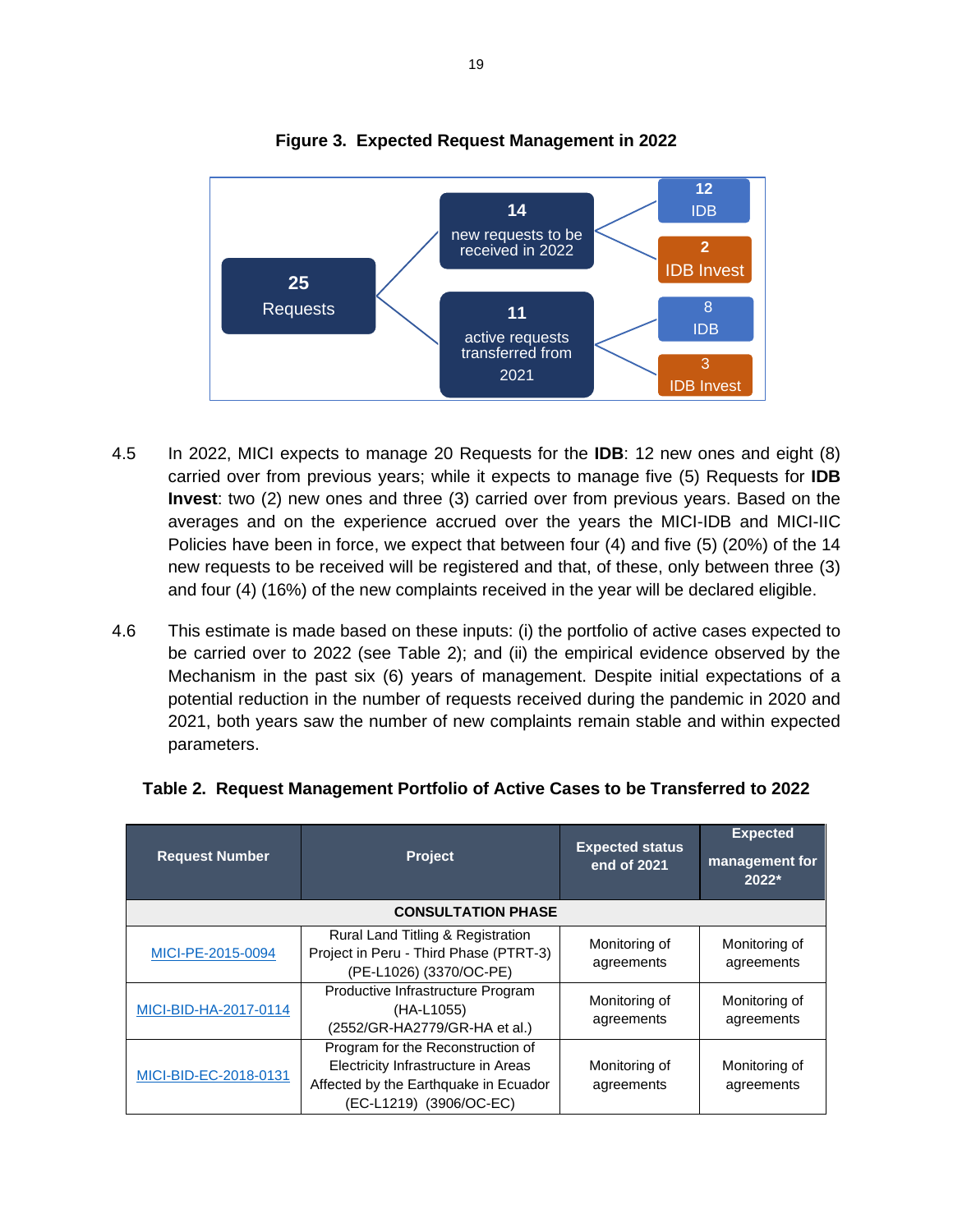**Figure 3. Expected Request Management in 2022**

- **25** Requests
  - **14** new requests to be received in 2022
    - **12** IDB
    - **2** IDB Invest
  - **11** active requests transferred from 2021
    - 8 IDB
    - 3 IDB Invest

4.5 In 2022, MICI expects to manage 20 Requests for the **IDB**: 12 new ones and eight (8) carried over from previous years; while it expects to manage five (5) Requests for **IDB Invest**: two (2) new ones and three (3) carried over from previous years. Based on the averages and on the experience accrued over the years the MICI-IDB and MICI-IIC Policies have been in force, we expect that between four (4) and five (5) (20%) of the 14 new requests to be received will be registered and that, of these, only between three (3) and four (4) (16%) of the new complaints received in the year will be declared eligible.

4.6 This estimate is made based on these inputs: (i) the portfolio of active cases expected to be carried over to 2022 (see Table 2); and (ii) the empirical evidence observed by the Mechanism in the past six (6) years of management. Despite initial expectations of a potential reduction in the number of requests received during the pandemic in 2020 and 2021, both years saw the number of new complaints remain stable and within expected parameters.

**Table 2. Request Management Portfolio of Active Cases to be Transferred to 2022**

| Request Number | Project | Expected status end of 2021 | Expected management for 2022* |
|---|---|---|---|
| **CONSULTATION PHASE** | | | |
| MICI-PE-2015-0094 | Rural Land Titling & Registration Project in Peru - Third Phase (PTRT-3) (PE-L1026) (3370/OC-PE) | Monitoring of agreements | Monitoring of agreements |
| MICI-BID-HA-2017-0114 | Productive Infrastructure Program (HA-L1055) (2552/GR-HA2779/GR-HA et al.) | Monitoring of agreements | Monitoring of agreements |
| MICI-BID-EC-2018-0131 | Program for the Reconstruction of Electricity Infrastructure in Areas Affected by the Earthquake in Ecuador (EC-L1219) (3906/OC-EC) | Monitoring of agreements | Monitoring of agreements |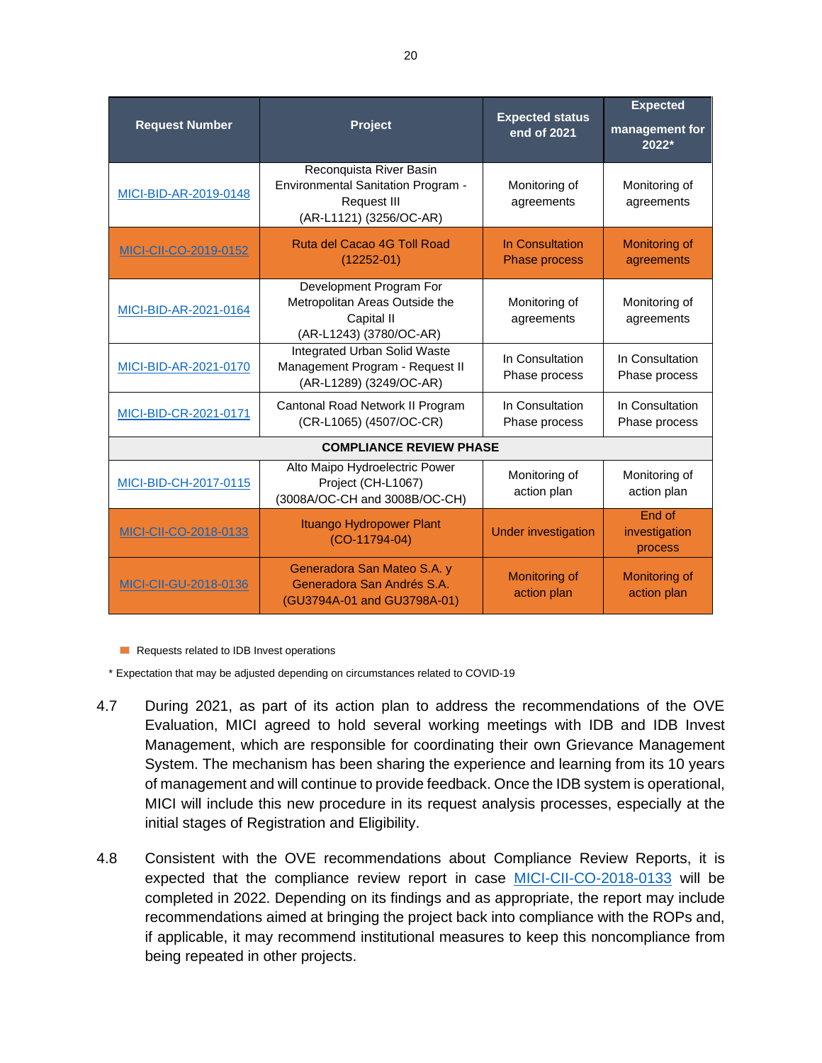| Request Number | Project | Expected status end of 2021 | Expected management for 2022* |
|---|---|---|---|
| MICI-BID-AR-2019-0148 | Reconquista River Basin Environmental Sanitation Program - Request III (AR-L1121) (3256/OC-AR) | Monitoring of agreements | Monitoring of agreements |
| MICI-CII-CO-2019-0152 | Ruta del Cacao 4G Toll Road (12252-01) | In Consultation Phase process | Monitoring of agreements |
| MICI-BID-AR-2021-0164 | Development Program For Metropolitan Areas Outside the Capital II (AR-L1243) (3780/OC-AR) | Monitoring of agreements | Monitoring of agreements |
| MICI-BID-AR-2021-0170 | Integrated Urban Solid Waste Management Program - Request II (AR-L1289) (3249/OC-AR) | In Consultation Phase process | In Consultation Phase process |
| MICI-BID-CR-2021-0171 | Cantonal Road Network II Program (CR-L1065) (4507/OC-CR) | In Consultation Phase process | In Consultation Phase process |
| **COMPLIANCE REVIEW PHASE** | | | |
| MICI-BID-CH-2017-0115 | Alto Maipo Hydroelectric Power Project (CH-L1067) (3008A/OC-CH and 3008B/OC-CH) | Monitoring of action plan | Monitoring of action plan |
| MICI-CII-CO-2018-0133 | Ituango Hydropower Plant (CO-11794-04) | Under investigation | End of investigation process |
| MICI-CII-GU-2018-0136 | Generadora San Mateo S.A. y Generadora San Andrés S.A. (GU3794A-01 and GU3798A-01) | Monitoring of action plan | Monitoring of action plan |

Requests related to IDB Invest operations (MICI-CII-CO-2019-0152, MICI-CII-CO-2018-0133, MICI-CII-GU-2018-0136)

\* Expectation that may be adjusted depending on circumstances related to COVID-19

4.7 During 2021, as part of its action plan to address the recommendations of the OVE Evaluation, MICI agreed to hold several working meetings with IDB and IDB Invest Management, which are responsible for coordinating their own Grievance Management System. The mechanism has been sharing the experience and learning from its 10 years of management and will continue to provide feedback. Once the IDB system is operational, MICI will include this new procedure in its request analysis processes, especially at the initial stages of Registration and Eligibility.

4.8 Consistent with the OVE recommendations about Compliance Review Reports, it is expected that the compliance review report in case MICI-CII-CO-2018-0133 will be completed in 2022. Depending on its findings and as appropriate, the report may include recommendations aimed at bringing the project back into compliance with the ROPs and, if applicable, it may recommend institutional measures to keep this noncompliance from being repeated in other projects.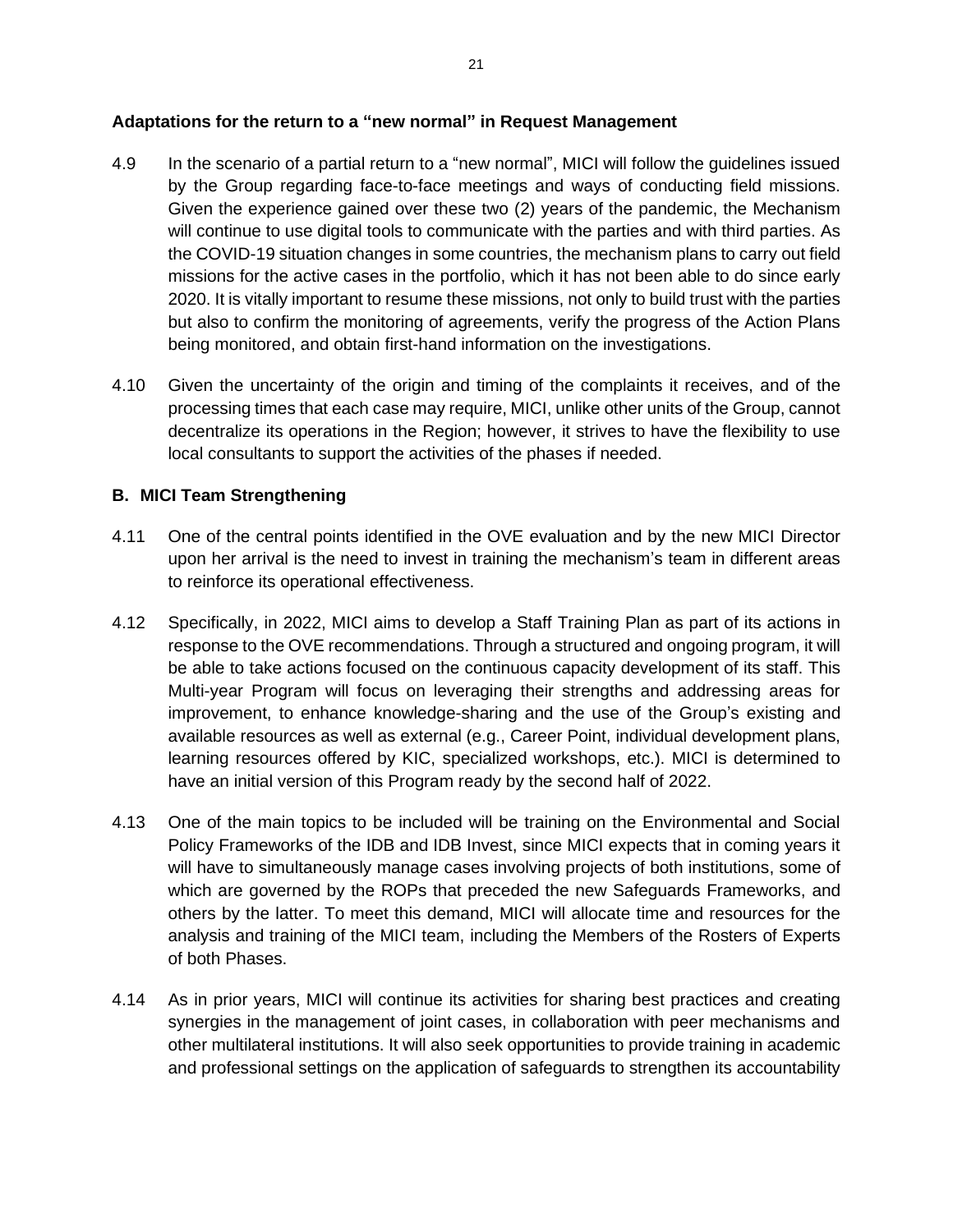**Adaptations for the return to a "new normal" in Request Management**

4.9 In the scenario of a partial return to a "new normal", MICI will follow the guidelines issued by the Group regarding face-to-face meetings and ways of conducting field missions. Given the experience gained over these two (2) years of the pandemic, the Mechanism will continue to use digital tools to communicate with the parties and with third parties. As the COVID-19 situation changes in some countries, the mechanism plans to carry out field missions for the active cases in the portfolio, which it has not been able to do since early 2020. It is vitally important to resume these missions, not only to build trust with the parties but also to confirm the monitoring of agreements, verify the progress of the Action Plans being monitored, and obtain first-hand information on the investigations.

4.10 Given the uncertainty of the origin and timing of the complaints it receives, and of the processing times that each case may require, MICI, unlike other units of the Group, cannot decentralize its operations in the Region; however, it strives to have the flexibility to use local consultants to support the activities of the phases if needed.

## B. MICI Team Strengthening

4.11 One of the central points identified in the OVE evaluation and by the new MICI Director upon her arrival is the need to invest in training the mechanism's team in different areas to reinforce its operational effectiveness.

4.12 Specifically, in 2022, MICI aims to develop a Staff Training Plan as part of its actions in response to the OVE recommendations. Through a structured and ongoing program, it will be able to take actions focused on the continuous capacity development of its staff. This Multi-year Program will focus on leveraging their strengths and addressing areas for improvement, to enhance knowledge-sharing and the use of the Group's existing and available resources as well as external (e.g., Career Point, individual development plans, learning resources offered by KIC, specialized workshops, etc.). MICI is determined to have an initial version of this Program ready by the second half of 2022.

4.13 One of the main topics to be included will be training on the Environmental and Social Policy Frameworks of the IDB and IDB Invest, since MICI expects that in coming years it will have to simultaneously manage cases involving projects of both institutions, some of which are governed by the ROPs that preceded the new Safeguards Frameworks, and others by the latter. To meet this demand, MICI will allocate time and resources for the analysis and training of the MICI team, including the Members of the Rosters of Experts of both Phases.

4.14 As in prior years, MICI will continue its activities for sharing best practices and creating synergies in the management of joint cases, in collaboration with peer mechanisms and other multilateral institutions. It will also seek opportunities to provide training in academic and professional settings on the application of safeguards to strengthen its accountability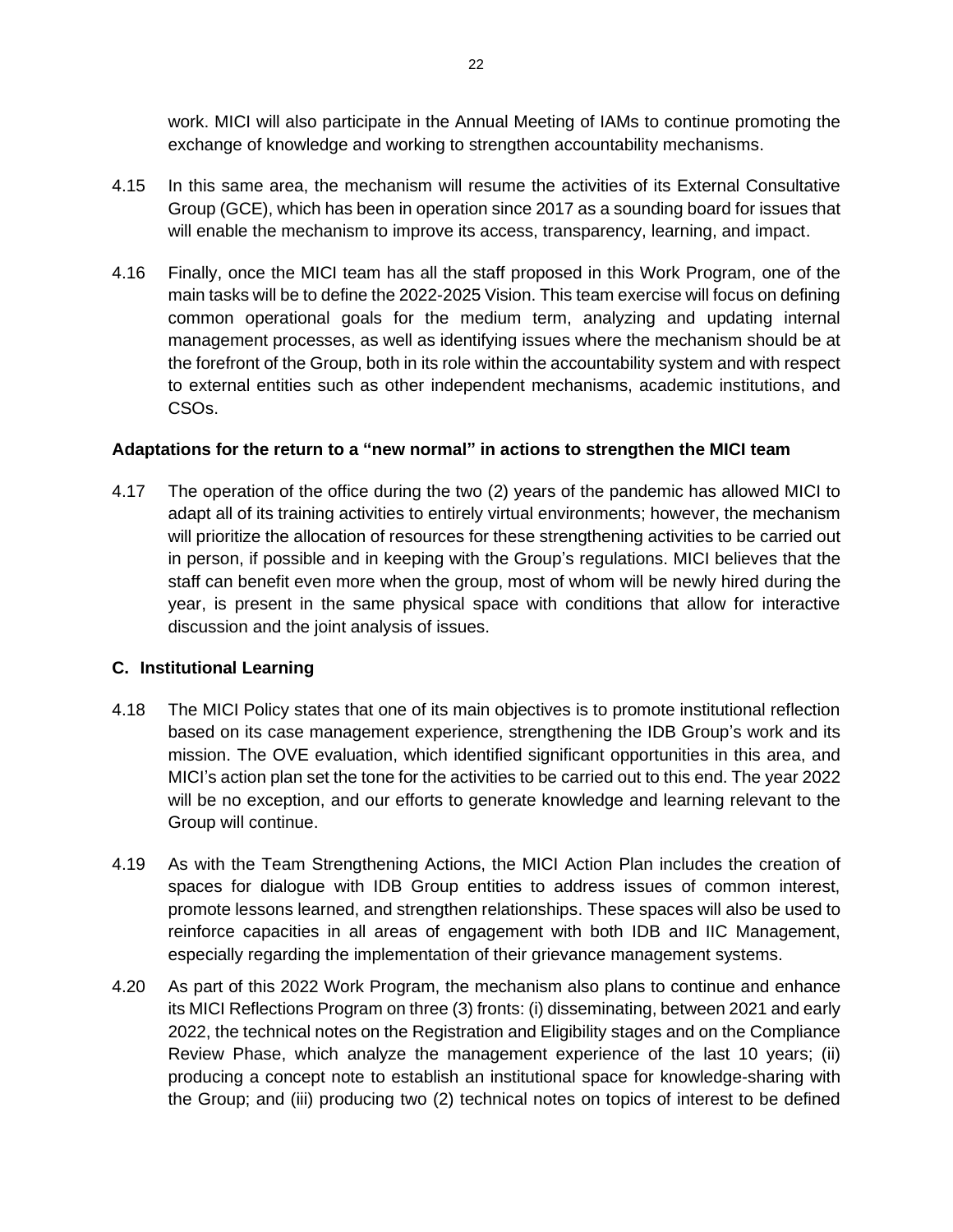work. MICI will also participate in the Annual Meeting of IAMs to continue promoting the exchange of knowledge and working to strengthen accountability mechanisms.

4.15 In this same area, the mechanism will resume the activities of its External Consultative Group (GCE), which has been in operation since 2017 as a sounding board for issues that will enable the mechanism to improve its access, transparency, learning, and impact.

4.16 Finally, once the MICI team has all the staff proposed in this Work Program, one of the main tasks will be to define the 2022-2025 Vision. This team exercise will focus on defining common operational goals for the medium term, analyzing and updating internal management processes, as well as identifying issues where the mechanism should be at the forefront of the Group, both in its role within the accountability system and with respect to external entities such as other independent mechanisms, academic institutions, and CSOs.

**Adaptations for the return to a "new normal" in actions to strengthen the MICI team**

4.17 The operation of the office during the two (2) years of the pandemic has allowed MICI to adapt all of its training activities to entirely virtual environments; however, the mechanism will prioritize the allocation of resources for these strengthening activities to be carried out in person, if possible and in keeping with the Group's regulations. MICI believes that the staff can benefit even more when the group, most of whom will be newly hired during the year, is present in the same physical space with conditions that allow for interactive discussion and the joint analysis of issues.

### C. Institutional Learning

4.18 The MICI Policy states that one of its main objectives is to promote institutional reflection based on its case management experience, strengthening the IDB Group's work and its mission. The OVE evaluation, which identified significant opportunities in this area, and MICI's action plan set the tone for the activities to be carried out to this end. The year 2022 will be no exception, and our efforts to generate knowledge and learning relevant to the Group will continue.

4.19 As with the Team Strengthening Actions, the MICI Action Plan includes the creation of spaces for dialogue with IDB Group entities to address issues of common interest, promote lessons learned, and strengthen relationships. These spaces will also be used to reinforce capacities in all areas of engagement with both IDB and IIC Management, especially regarding the implementation of their grievance management systems.

4.20 As part of this 2022 Work Program, the mechanism also plans to continue and enhance its MICI Reflections Program on three (3) fronts: (i) disseminating, between 2021 and early 2022, the technical notes on the Registration and Eligibility stages and on the Compliance Review Phase, which analyze the management experience of the last 10 years; (ii) producing a concept note to establish an institutional space for knowledge-sharing with the Group; and (iii) producing two (2) technical notes on topics of interest to be defined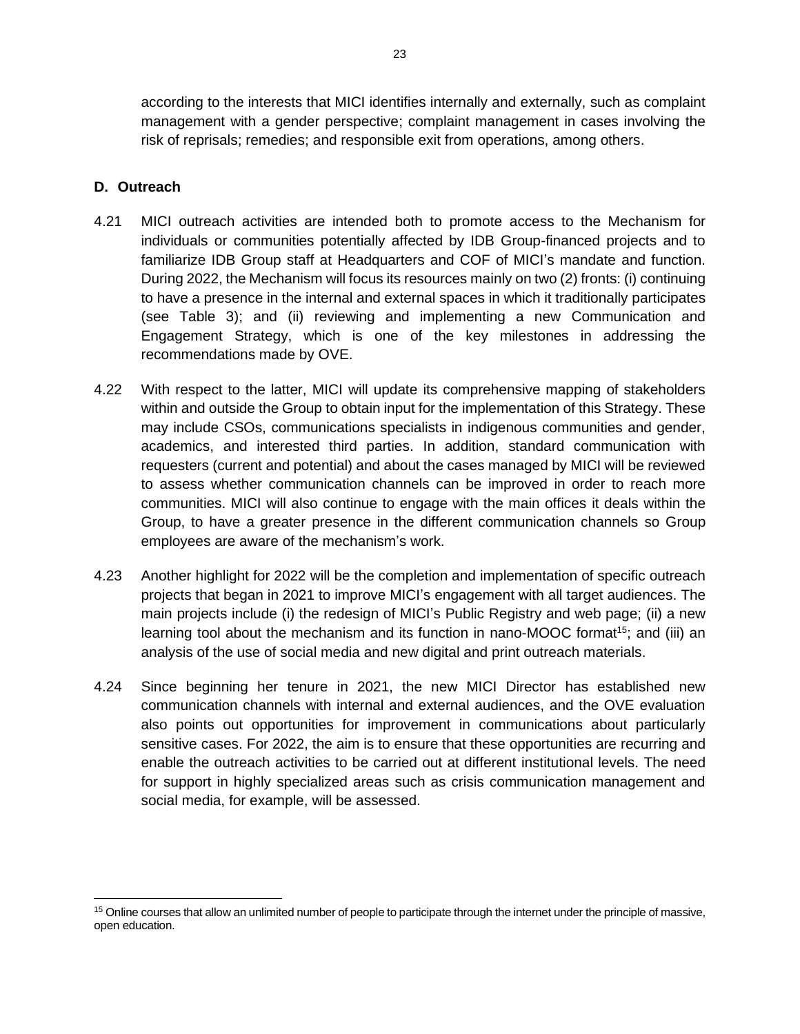according to the interests that MICI identifies internally and externally, such as complaint management with a gender perspective; complaint management in cases involving the risk of reprisals; remedies; and responsible exit from operations, among others.

### D. Outreach

4.21 MICI outreach activities are intended both to promote access to the Mechanism for individuals or communities potentially affected by IDB Group-financed projects and to familiarize IDB Group staff at Headquarters and COF of MICI's mandate and function. During 2022, the Mechanism will focus its resources mainly on two (2) fronts: (i) continuing to have a presence in the internal and external spaces in which it traditionally participates (see Table 3); and (ii) reviewing and implementing a new Communication and Engagement Strategy, which is one of the key milestones in addressing the recommendations made by OVE.

4.22 With respect to the latter, MICI will update its comprehensive mapping of stakeholders within and outside the Group to obtain input for the implementation of this Strategy. These may include CSOs, communications specialists in indigenous communities and gender, academics, and interested third parties. In addition, standard communication with requesters (current and potential) and about the cases managed by MICI will be reviewed to assess whether communication channels can be improved in order to reach more communities. MICI will also continue to engage with the main offices it deals within the Group, to have a greater presence in the different communication channels so Group employees are aware of the mechanism's work.

4.23 Another highlight for 2022 will be the completion and implementation of specific outreach projects that began in 2021 to improve MICI's engagement with all target audiences. The main projects include (i) the redesign of MICI's Public Registry and web page; (ii) a new learning tool about the mechanism and its function in nano-MOOC format[15]; and (iii) an analysis of the use of social media and new digital and print outreach materials.

4.24 Since beginning her tenure in 2021, the new MICI Director has established new communication channels with internal and external audiences, and the OVE evaluation also points out opportunities for improvement in communications about particularly sensitive cases. For 2022, the aim is to ensure that these opportunities are recurring and enable the outreach activities to be carried out at different institutional levels. The need for support in highly specialized areas such as crisis communication management and social media, for example, will be assessed.

---

[15] Online courses that allow an unlimited number of people to participate through the internet under the principle of massive, open education.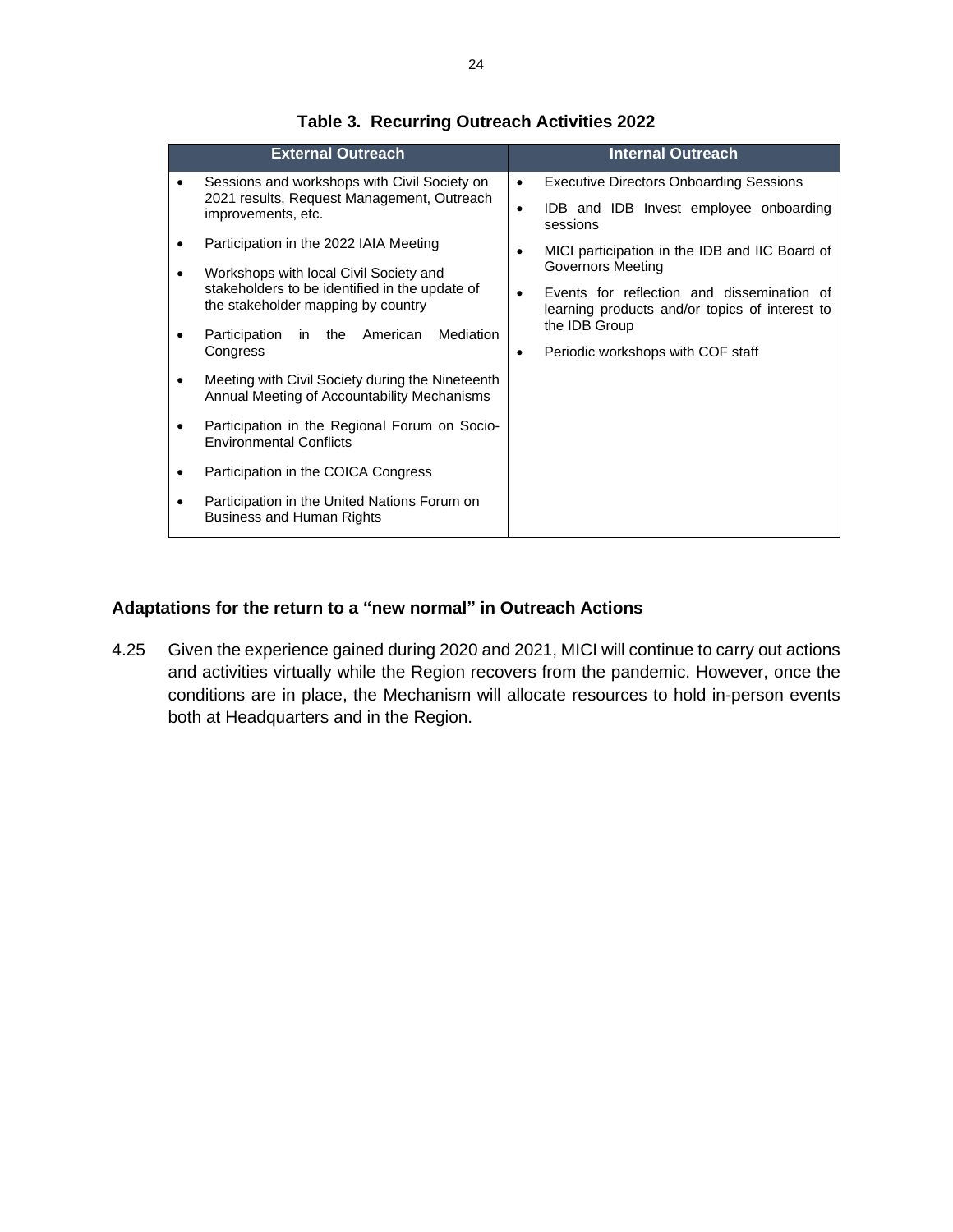**Table 3. Recurring Outreach Activities 2022**

| External Outreach | Internal Outreach |
|---|---|
| • Sessions and workshops with Civil Society on 2021 results, Request Management, Outreach improvements, etc.<br>• Participation in the 2022 IAIA Meeting<br>• Workshops with local Civil Society and stakeholders to be identified in the update of the stakeholder mapping by country<br>• Participation in the American Mediation Congress<br>• Meeting with Civil Society during the Nineteenth Annual Meeting of Accountability Mechanisms<br>• Participation in the Regional Forum on Socio-Environmental Conflicts<br>• Participation in the COICA Congress<br>• Participation in the United Nations Forum on Business and Human Rights | • Executive Directors Onboarding Sessions<br>• IDB and IDB Invest employee onboarding sessions<br>• MICI participation in the IDB and IIC Board of Governors Meeting<br>• Events for reflection and dissemination of learning products and/or topics of interest to the IDB Group<br>• Periodic workshops with COF staff |

### Adaptations for the return to a "new normal" in Outreach Actions

4.25 Given the experience gained during 2020 and 2021, MICI will continue to carry out actions and activities virtually while the Region recovers from the pandemic. However, once the conditions are in place, the Mechanism will allocate resources to hold in-person events both at Headquarters and in the Region.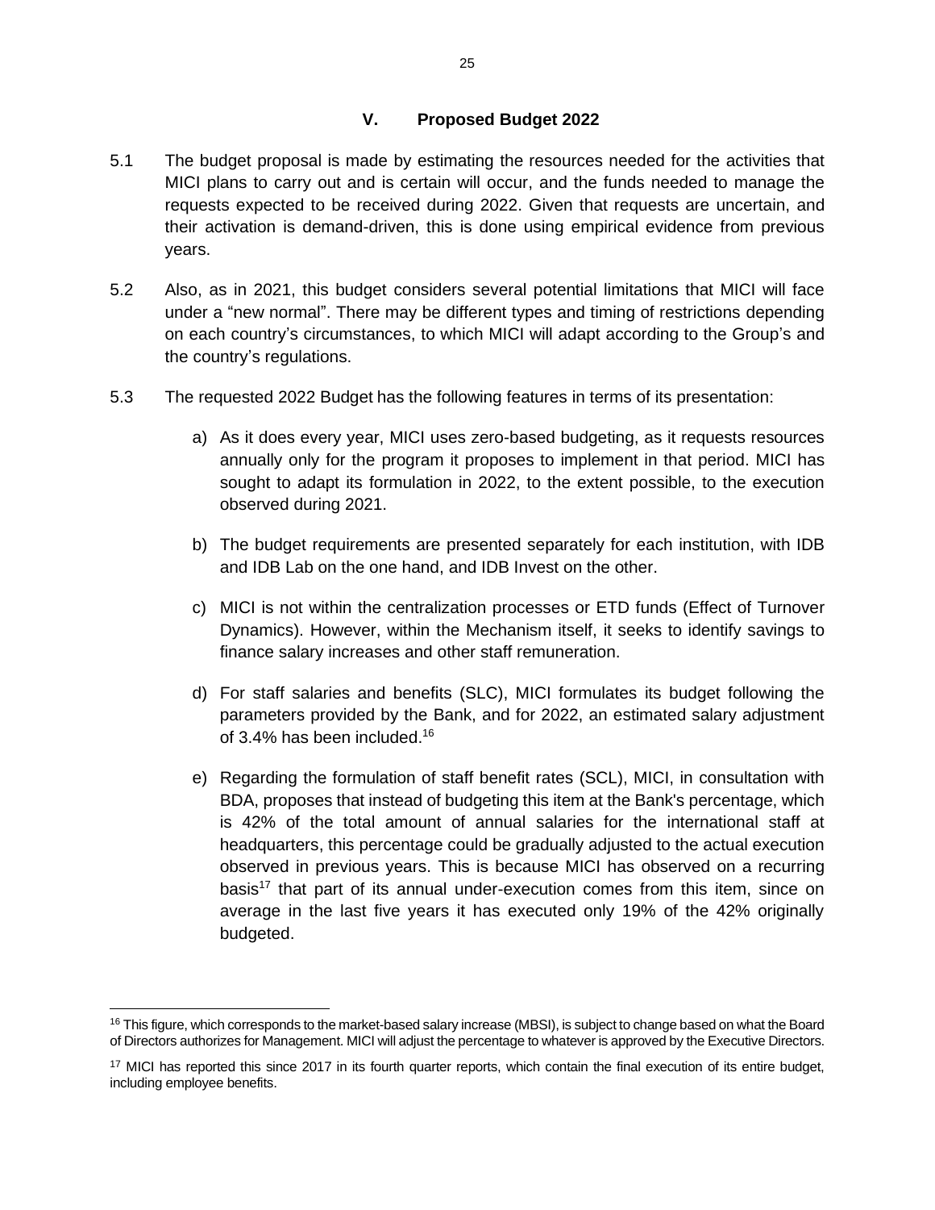## V. Proposed Budget 2022

5.1 The budget proposal is made by estimating the resources needed for the activities that MICI plans to carry out and is certain will occur, and the funds needed to manage the requests expected to be received during 2022. Given that requests are uncertain, and their activation is demand-driven, this is done using empirical evidence from previous years.

5.2 Also, as in 2021, this budget considers several potential limitations that MICI will face under a "new normal". There may be different types and timing of restrictions depending on each country's circumstances, to which MICI will adapt according to the Group's and the country's regulations.

5.3 The requested 2022 Budget has the following features in terms of its presentation:

a) As it does every year, MICI uses zero-based budgeting, as it requests resources annually only for the program it proposes to implement in that period. MICI has sought to adapt its formulation in 2022, to the extent possible, to the execution observed during 2021.

b) The budget requirements are presented separately for each institution, with IDB and IDB Lab on the one hand, and IDB Invest on the other.

c) MICI is not within the centralization processes or ETD funds (Effect of Turnover Dynamics). However, within the Mechanism itself, it seeks to identify savings to finance salary increases and other staff remuneration.

d) For staff salaries and benefits (SLC), MICI formulates its budget following the parameters provided by the Bank, and for 2022, an estimated salary adjustment of 3.4% has been included.[16]

e) Regarding the formulation of staff benefit rates (SCL), MICI, in consultation with BDA, proposes that instead of budgeting this item at the Bank's percentage, which is 42% of the total amount of annual salaries for the international staff at headquarters, this percentage could be gradually adjusted to the actual execution observed in previous years. This is because MICI has observed on a recurring basis[17] that part of its annual under-execution comes from this item, since on average in the last five years it has executed only 19% of the 42% originally budgeted.

---

[16] This figure, which corresponds to the market-based salary increase (MBSI), is subject to change based on what the Board of Directors authorizes for Management. MICI will adjust the percentage to whatever is approved by the Executive Directors.

[17] MICI has reported this since 2017 in its fourth quarter reports, which contain the final execution of its entire budget, including employee benefits.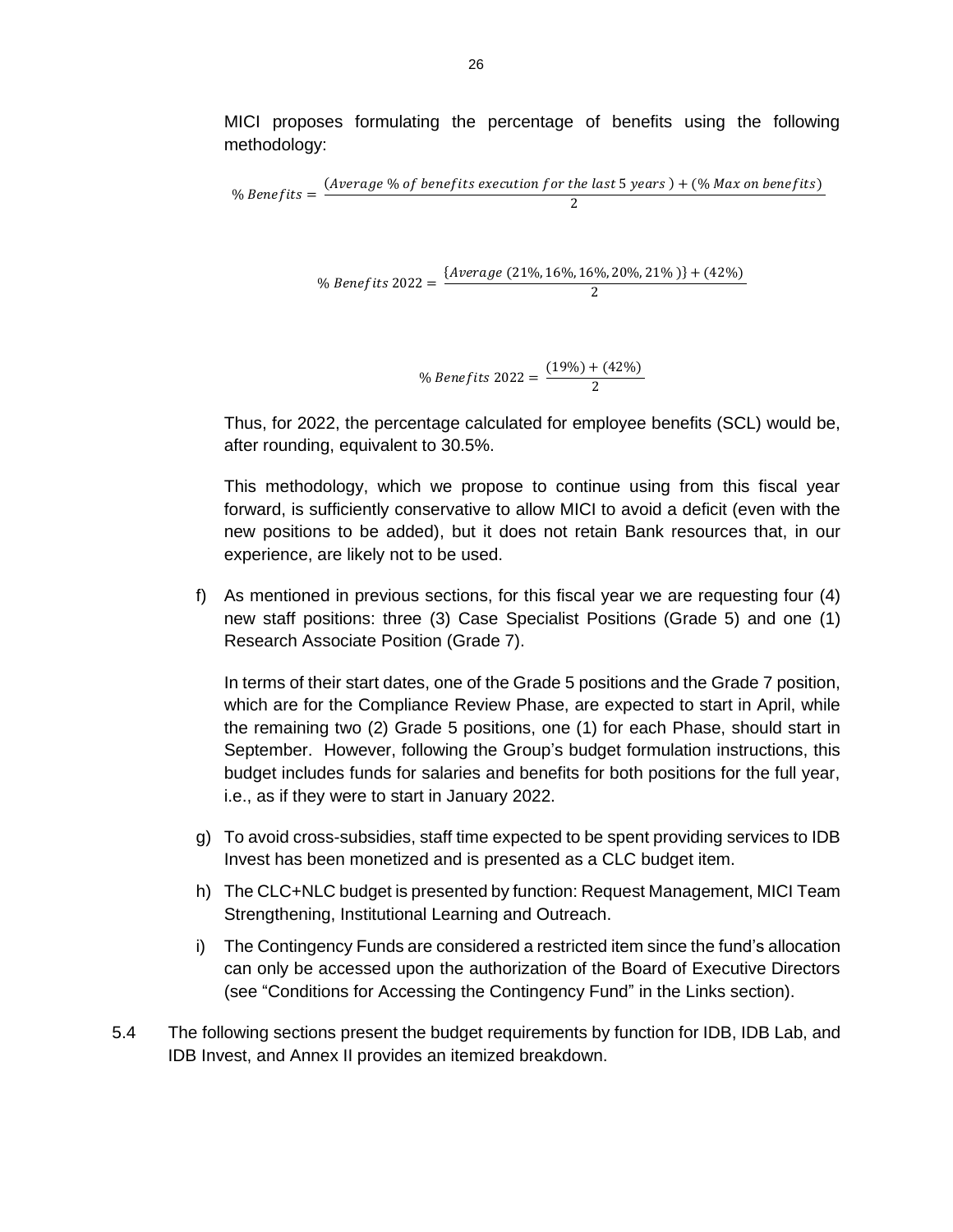MICI proposes formulating the percentage of benefits using the following methodology:

$$\% \, Benefits = \frac{(Average \, \% \, of \, benefits \, execution \, for \, the \, last \, 5 \, years) + (\% \, Max \, on \, benefits)}{2}$$

$$\% \, Benefits \, 2022 = \frac{\{Average \, (21\%, 16\%, 16\%, 20\%, 21\%)\} + (42\%)}{2}$$

$$\% \, Benefits \, 2022 = \frac{(19\%) + (42\%)}{2}$$

Thus, for 2022, the percentage calculated for employee benefits (SCL) would be, after rounding, equivalent to 30.5%.

This methodology, which we propose to continue using from this fiscal year forward, is sufficiently conservative to allow MICI to avoid a deficit (even with the new positions to be added), but it does not retain Bank resources that, in our experience, are likely not to be used.

f) As mentioned in previous sections, for this fiscal year we are requesting four (4) new staff positions: three (3) Case Specialist Positions (Grade 5) and one (1) Research Associate Position (Grade 7).

   In terms of their start dates, one of the Grade 5 positions and the Grade 7 position, which are for the Compliance Review Phase, are expected to start in April, while the remaining two (2) Grade 5 positions, one (1) for each Phase, should start in September. However, following the Group's budget formulation instructions, this budget includes funds for salaries and benefits for both positions for the full year, i.e., as if they were to start in January 2022.

g) To avoid cross-subsidies, staff time expected to be spent providing services to IDB Invest has been monetized and is presented as a CLC budget item.

h) The CLC+NLC budget is presented by function: Request Management, MICI Team Strengthening, Institutional Learning and Outreach.

i) The Contingency Funds are considered a restricted item since the fund's allocation can only be accessed upon the authorization of the Board of Executive Directors (see "Conditions for Accessing the Contingency Fund" in the Links section).

5.4 The following sections present the budget requirements by function for IDB, IDB Lab, and IDB Invest, and Annex II provides an itemized breakdown.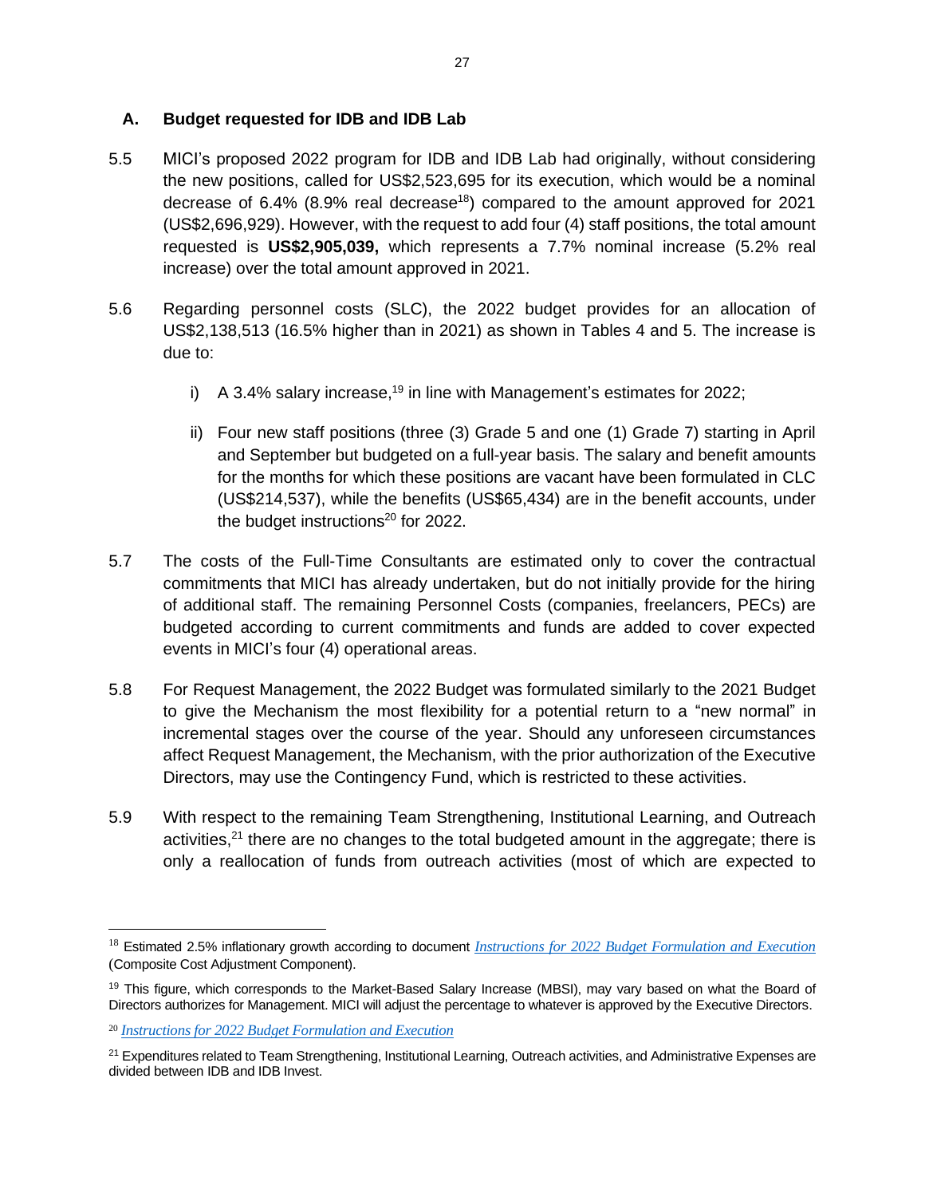## A. Budget requested for IDB and IDB Lab

5.5 MICI's proposed 2022 program for IDB and IDB Lab had originally, without considering the new positions, called for US$2,523,695 for its execution, which would be a nominal decrease of 6.4% (8.9% real decrease[18]) compared to the amount approved for 2021 (US$2,696,929). However, with the request to add four (4) staff positions, the total amount requested is **US$2,905,039,** which represents a 7.7% nominal increase (5.2% real increase) over the total amount approved in 2021.

5.6 Regarding personnel costs (SLC), the 2022 budget provides for an allocation of US$2,138,513 (16.5% higher than in 2021) as shown in Tables 4 and 5. The increase is due to:

i) A 3.4% salary increase,[19] in line with Management's estimates for 2022;

ii) Four new staff positions (three (3) Grade 5 and one (1) Grade 7) starting in April and September but budgeted on a full-year basis. The salary and benefit amounts for the months for which these positions are vacant have been formulated in CLC (US$214,537), while the benefits (US$65,434) are in the benefit accounts, under the budget instructions[20] for 2022.

5.7 The costs of the Full-Time Consultants are estimated only to cover the contractual commitments that MICI has already undertaken, but do not initially provide for the hiring of additional staff. The remaining Personnel Costs (companies, freelancers, PECs) are budgeted according to current commitments and funds are added to cover expected events in MICI's four (4) operational areas.

5.8 For Request Management, the 2022 Budget was formulated similarly to the 2021 Budget to give the Mechanism the most flexibility for a potential return to a "new normal" in incremental stages over the course of the year. Should any unforeseen circumstances affect Request Management, the Mechanism, with the prior authorization of the Executive Directors, may use the Contingency Fund, which is restricted to these activities.

5.9 With respect to the remaining Team Strengthening, Institutional Learning, and Outreach activities,[21] there are no changes to the total budgeted amount in the aggregate; there is only a reallocation of funds from outreach activities (most of which are expected to

---

[18] Estimated 2.5% inflationary growth according to document *Instructions for 2022 Budget Formulation and Execution* (Composite Cost Adjustment Component).

[19] This figure, which corresponds to the Market-Based Salary Increase (MBSI), may vary based on what the Board of Directors authorizes for Management. MICI will adjust the percentage to whatever is approved by the Executive Directors.

[20] *Instructions for 2022 Budget Formulation and Execution*

[21] Expenditures related to Team Strengthening, Institutional Learning, Outreach activities, and Administrative Expenses are divided between IDB and IDB Invest.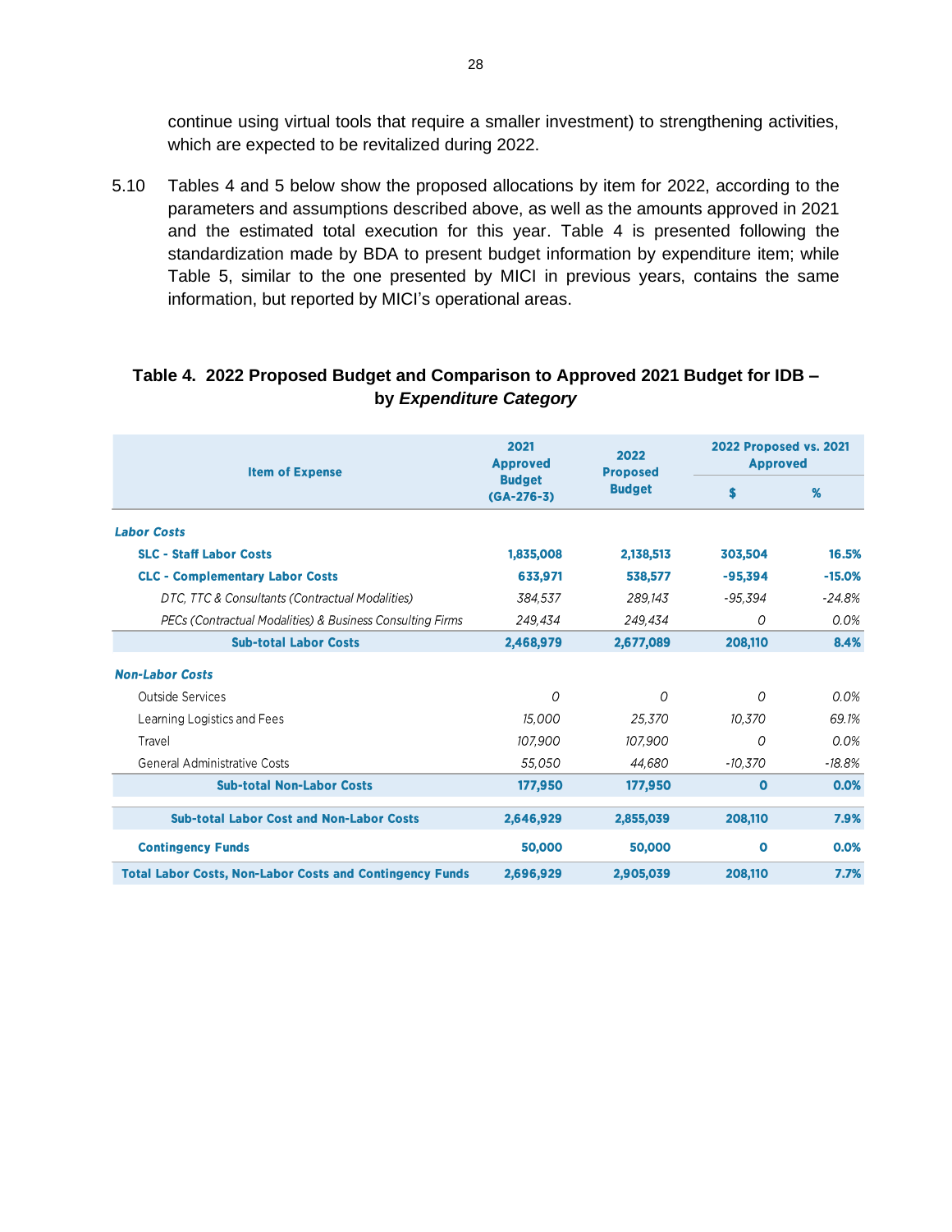continue using virtual tools that require a smaller investment) to strengthening activities, which are expected to be revitalized during 2022.

5.10 Tables 4 and 5 below show the proposed allocations by item for 2022, according to the parameters and assumptions described above, as well as the amounts approved in 2021 and the estimated total execution for this year. Table 4 is presented following the standardization made by BDA to present budget information by expenditure item; while Table 5, similar to the one presented by MICI in previous years, contains the same information, but reported by MICI's operational areas.

**Table 4. 2022 Proposed Budget and Comparison to Approved 2021 Budget for IDB – by *Expenditure Category***

| Item of Expense | 2021 Approved Budget (GA-276-3) | 2022 Proposed Budget | 2022 Proposed vs. 2021 Approved | |
|---|---|---|---|---|
| | | | **$** | **%** |
| ***Labor Costs*** | | | | |
| **SLC - Staff Labor Costs** | **1,835,008** | **2,138,513** | **303,504** | **16.5%** |
| **CLC - Complementary Labor Costs** | **633,971** | **538,577** | **-95,394** | **-15.0%** |
| *DTC, TTC & Consultants (Contractual Modalities)* | *384,537* | *289,143* | *-95,394* | *-24.8%* |
| *PECs (Contractual Modalities) & Business Consulting Firms* | *249,434* | *249,434* | *0* | *0.0%* |
| **Sub-total Labor Costs** | **2,468,979** | **2,677,089** | **208,110** | **8.4%** |
| ***Non-Labor Costs*** | | | | |
| Outside Services | *0* | *0* | *0* | *0.0%* |
| Learning Logistics and Fees | *15,000* | *25,370* | *10,370* | *69.1%* |
| Travel | *107,900* | *107,900* | *0* | *0.0%* |
| General Administrative Costs | *55,050* | *44,680* | *-10,370* | *-18.8%* |
| **Sub-total Non-Labor Costs** | **177,950** | **177,950** | **0** | **0.0%** |
| **Sub-total Labor Cost and Non-Labor Costs** | **2,646,929** | **2,855,039** | **208,110** | **7.9%** |
| **Contingency Funds** | **50,000** | **50,000** | **0** | **0.0%** |
| **Total Labor Costs, Non-Labor Costs and Contingency Funds** | **2,696,929** | **2,905,039** | **208,110** | **7.7%** |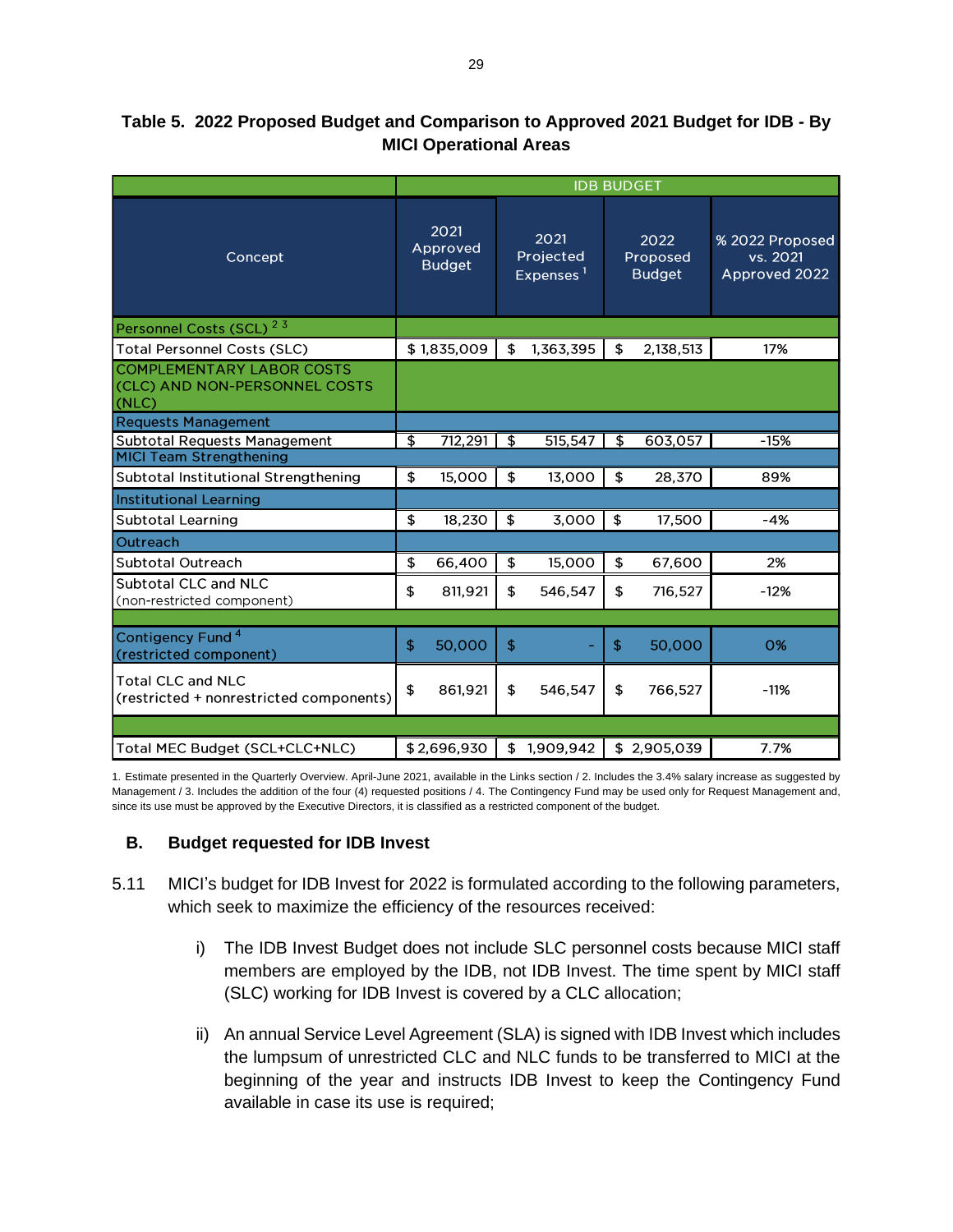**Table 5. 2022 Proposed Budget and Comparison to Approved 2021 Budget for IDB - By MICI Operational Areas**

| Concept | IDB BUDGET | | | |
|---|---|---|---|---|
| | 2021 Approved Budget | 2021 Projected Expenses [1] | 2022 Proposed Budget | % 2022 Proposed vs. 2021 Approved 2022 |
| Personnel Costs (SCL) [2 3] | | | | |
| Total Personnel Costs (SLC) | $ 1,835,009 | $ 1,363,395 | $ 2,138,513 | 17% |
| COMPLEMENTARY LABOR COSTS (CLC) AND NON-PERSONNEL COSTS (NLC) | | | | |
| Requests Management | | | | |
| Subtotal Requests Management | $ 712,291 | $ 515,547 | $ 603,057 | -15% |
| MICI Team Strengthening | | | | |
| Subtotal Institutional Strengthening | $ 15,000 | $ 13,000 | $ 28,370 | 89% |
| Institutional Learning | | | | |
| Subtotal Learning | $ 18,230 | $ 3,000 | $ 17,500 | -4% |
| Outreach | | | | |
| Subtotal Outreach | $ 66,400 | $ 15,000 | $ 67,600 | 2% |
| Subtotal CLC and NLC (non-restricted component) | $ 811,921 | $ 546,547 | $ 716,527 | -12% |
| Contigency Fund [4] (restricted component) | $ 50,000 | $ - | $ 50,000 | 0% |
| Total CLC and NLC (restricted + nonrestricted components) | $ 861,921 | $ 546,547 | $ 766,527 | -11% |
| Total MEC Budget (SCL+CLC+NLC) | $ 2,696,930 | $ 1,909,942 | $ 2,905,039 | 7.7% |

1. Estimate presented in the Quarterly Overview. April-June 2021, available in the Links section / 2. Includes the 3.4% salary increase as suggested by Management / 3. Includes the addition of the four (4) requested positions / 4. The Contingency Fund may be used only for Request Management and, since its use must be approved by the Executive Directors, it is classified as a restricted component of the budget.

## B. Budget requested for IDB Invest

5.11 MICI's budget for IDB Invest for 2022 is formulated according to the following parameters, which seek to maximize the efficiency of the resources received:

i) The IDB Invest Budget does not include SLC personnel costs because MICI staff members are employed by the IDB, not IDB Invest. The time spent by MICI staff (SLC) working for IDB Invest is covered by a CLC allocation;

ii) An annual Service Level Agreement (SLA) is signed with IDB Invest which includes the lumpsum of unrestricted CLC and NLC funds to be transferred to MICI at the beginning of the year and instructs IDB Invest to keep the Contingency Fund available in case its use is required;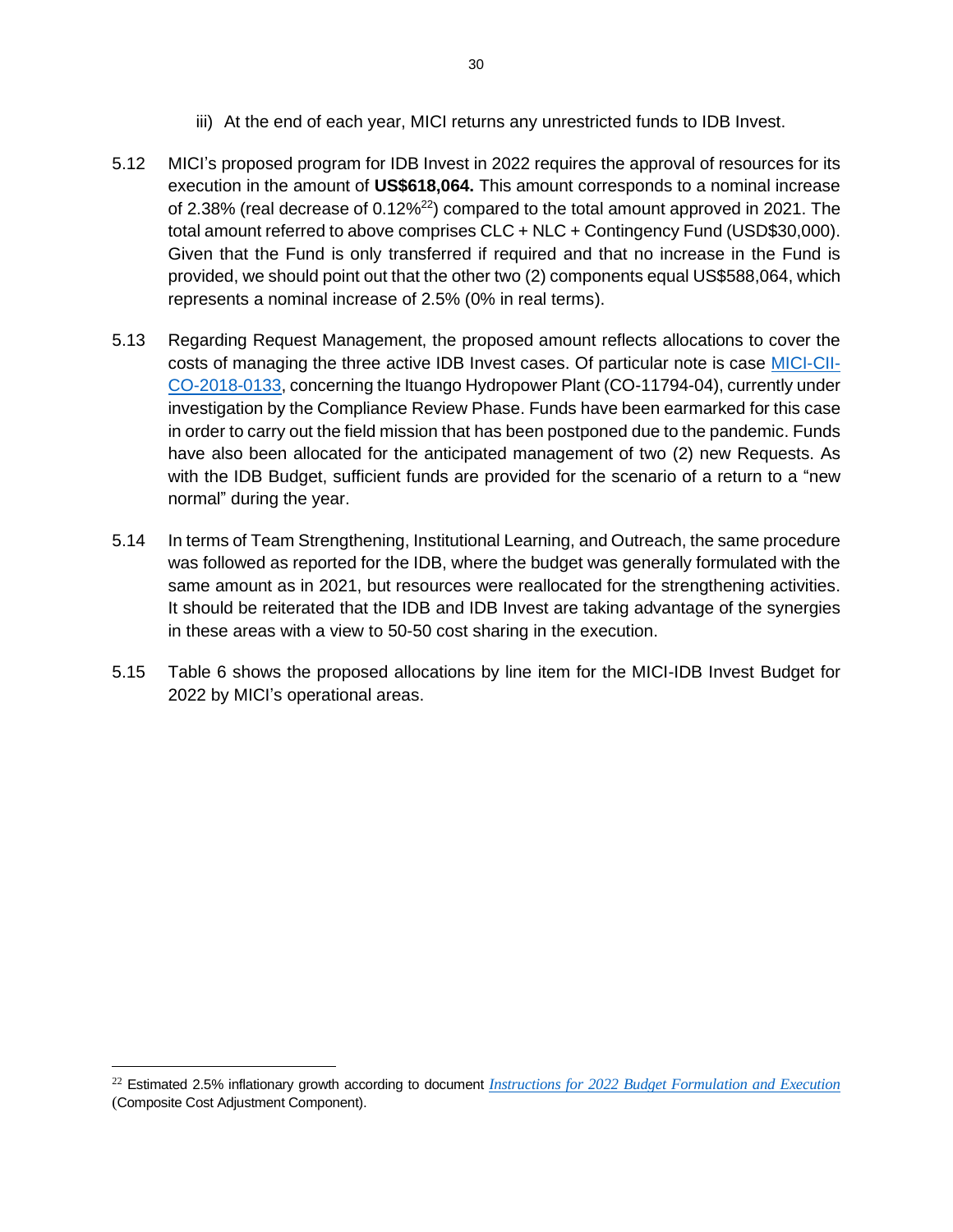iii) At the end of each year, MICI returns any unrestricted funds to IDB Invest.

5.12 MICI's proposed program for IDB Invest in 2022 requires the approval of resources for its execution in the amount of **US$618,064.** This amount corresponds to a nominal increase of 2.38% (real decrease of 0.12%[22]) compared to the total amount approved in 2021. The total amount referred to above comprises CLC + NLC + Contingency Fund (USD$30,000). Given that the Fund is only transferred if required and that no increase in the Fund is provided, we should point out that the other two (2) components equal US$588,064, which represents a nominal increase of 2.5% (0% in real terms).

5.13 Regarding Request Management, the proposed amount reflects allocations to cover the costs of managing the three active IDB Invest cases. Of particular note is case [MICI-CII-CO-2018-0133], concerning the Ituango Hydropower Plant (CO-11794-04), currently under investigation by the Compliance Review Phase. Funds have been earmarked for this case in order to carry out the field mission that has been postponed due to the pandemic. Funds have also been allocated for the anticipated management of two (2) new Requests. As with the IDB Budget, sufficient funds are provided for the scenario of a return to a "new normal" during the year.

5.14 In terms of Team Strengthening, Institutional Learning, and Outreach, the same procedure was followed as reported for the IDB, where the budget was generally formulated with the same amount as in 2021, but resources were reallocated for the strengthening activities. It should be reiterated that the IDB and IDB Invest are taking advantage of the synergies in these areas with a view to 50-50 cost sharing in the execution.

5.15 Table 6 shows the proposed allocations by line item for the MICI-IDB Invest Budget for 2022 by MICI's operational areas.

---

[22] Estimated 2.5% inflationary growth according to document *Instructions for 2022 Budget Formulation and Execution* (Composite Cost Adjustment Component).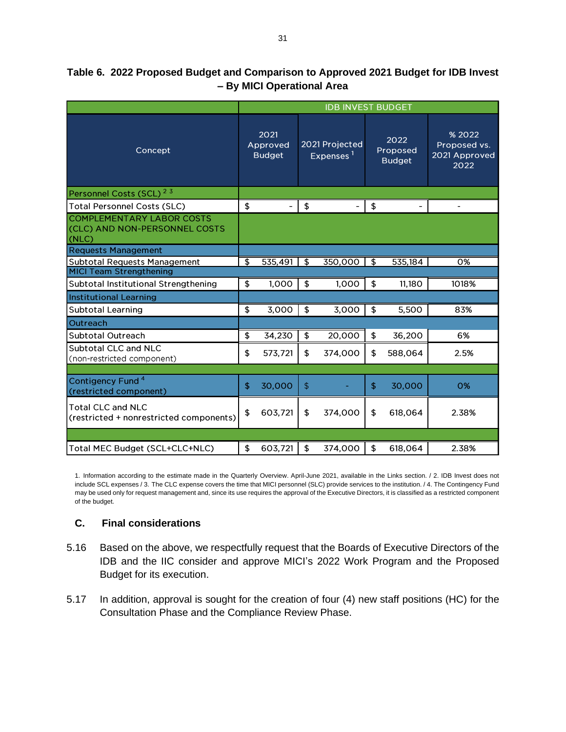**Table 6. 2022 Proposed Budget and Comparison to Approved 2021 Budget for IDB Invest – By MICI Operational Area**

| Concept | IDB INVEST BUDGET | | | |
|---|---|---|---|---|
| | 2021 Approved Budget | 2021 Projected Expenses [1] | 2022 Proposed Budget | % 2022 Proposed vs. 2021 Approved 2022 |
| Personnel Costs (SCL) [2 3] | | | | |
| Total Personnel Costs (SLC) | $ - | $ - | $ - | - |
| COMPLEMENTARY LABOR COSTS (CLC) AND NON-PERSONNEL COSTS (NLC) | | | | |
| Requests Management | | | | |
| Subtotal Requests Management | $ 535,491 | $ 350,000 | $ 535,184 | 0% |
| MICI Team Strengthening | | | | |
| Subtotal Institutional Strengthening | $ 1,000 | $ 1,000 | $ 11,180 | 1018% |
| Institutional Learning | | | | |
| Subtotal Learning | $ 3,000 | $ 3,000 | $ 5,500 | 83% |
| Outreach | | | | |
| Subtotal Outreach | $ 34,230 | $ 20,000 | $ 36,200 | 6% |
| Subtotal CLC and NLC (non-restricted component) | $ 573,721 | $ 374,000 | $ 588,064 | 2.5% |
| | | | | |
| Contigency Fund [4] (restricted component) | $ 30,000 | $ - | $ 30,000 | 0% |
| Total CLC and NLC (restricted + nonrestricted components) | $ 603,721 | $ 374,000 | $ 618,064 | 2.38% |
| | | | | |
| Total MEC Budget (SCL+CLC+NLC) | $ 603,721 | $ 374,000 | $ 618,064 | 2.38% |

1. Information according to the estimate made in the Quarterly Overview. April-June 2021, available in the Links section. / 2. IDB Invest does not include SCL expenses / 3. The CLC expense covers the time that MICI personnel (SLC) provide services to the institution. / 4. The Contingency Fund may be used only for request management and, since its use requires the approval of the Executive Directors, it is classified as a restricted component of the budget.

### C. Final considerations

5.16 Based on the above, we respectfully request that the Boards of Executive Directors of the IDB and the IIC consider and approve MICI's 2022 Work Program and the Proposed Budget for its execution.

5.17 In addition, approval is sought for the creation of four (4) new staff positions (HC) for the Consultation Phase and the Compliance Review Phase.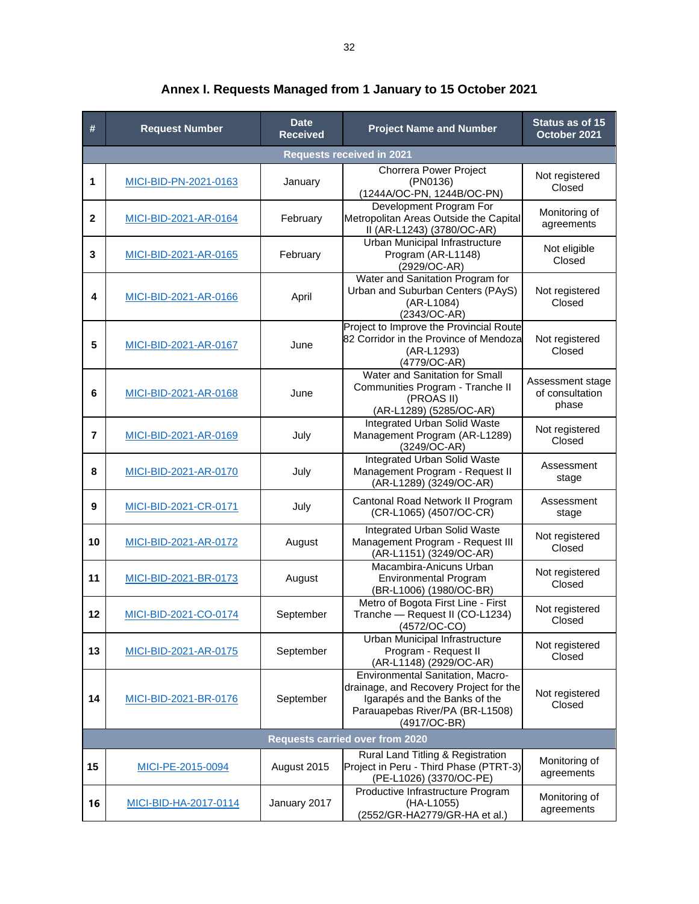# Annex I. Requests Managed from 1 January to 15 October 2021

| # | Request Number | Date Received | Project Name and Number | Status as of 15 October 2021 |
|---|---|---|---|---|
| **Requests received in 2021** | | | | |
| 1 | MICI-BID-PN-2021-0163 | January | Chorrera Power Project (PN0136) (1244A/OC-PN, 1244B/OC-PN) | Not registered Closed |
| 2 | MICI-BID-2021-AR-0164 | February | Development Program For Metropolitan Areas Outside the Capital II (AR-L1243) (3780/OC-AR) | Monitoring of agreements |
| 3 | MICI-BID-2021-AR-0165 | February | Urban Municipal Infrastructure Program (AR-L1148) (2929/OC-AR) | Not eligible Closed |
| 4 | MICI-BID-2021-AR-0166 | April | Water and Sanitation Program for Urban and Suburban Centers (PAyS) (AR-L1084) (2343/OC-AR) | Not registered Closed |
| 5 | MICI-BID-2021-AR-0167 | June | Project to Improve the Provincial Route 82 Corridor in the Province of Mendoza (AR-L1293) (4779/OC-AR) | Not registered Closed |
| 6 | MICI-BID-2021-AR-0168 | June | Water and Sanitation for Small Communities Program - Tranche II (PROAS II) (AR-L1289) (5285/OC-AR) | Assessment stage of consultation phase |
| 7 | MICI-BID-2021-AR-0169 | July | Integrated Urban Solid Waste Management Program (AR-L1289) (3249/OC-AR) | Not registered Closed |
| 8 | MICI-BID-2021-AR-0170 | July | Integrated Urban Solid Waste Management Program - Request II (AR-L1289) (3249/OC-AR) | Assessment stage |
| 9 | MICI-BID-2021-CR-0171 | July | Cantonal Road Network II Program (CR-L1065) (4507/OC-CR) | Assessment stage |
| 10 | MICI-BID-2021-AR-0172 | August | Integrated Urban Solid Waste Management Program - Request III (AR-L1151) (3249/OC-AR) | Not registered Closed |
| 11 | MICI-BID-2021-BR-0173 | August | Macambira-Anicuns Urban Environmental Program (BR-L1006) (1980/OC-BR) | Not registered Closed |
| 12 | MICI-BID-2021-CO-0174 | September | Metro of Bogota First Line - First Tranche — Request II (CO-L1234) (4572/OC-CO) | Not registered Closed |
| 13 | MICI-BID-2021-AR-0175 | September | Urban Municipal Infrastructure Program - Request II (AR-L1148) (2929/OC-AR) | Not registered Closed |
| 14 | MICI-BID-2021-BR-0176 | September | Environmental Sanitation, Macro-drainage, and Recovery Project for the Igarapés and the Banks of the Parauapebas River/PA (BR-L1508) (4917/OC-BR) | Not registered Closed |
| **Requests carried over from 2020** | | | | |
| 15 | MICI-PE-2015-0094 | August 2015 | Rural Land Titling & Registration Project in Peru - Third Phase (PTRT-3) (PE-L1026) (3370/OC-PE) | Monitoring of agreements |
| 16 | MICI-BID-HA-2017-0114 | January 2017 | Productive Infrastructure Program (HA-L1055) (2552/GR-HA2779/GR-HA et al.) | Monitoring of agreements |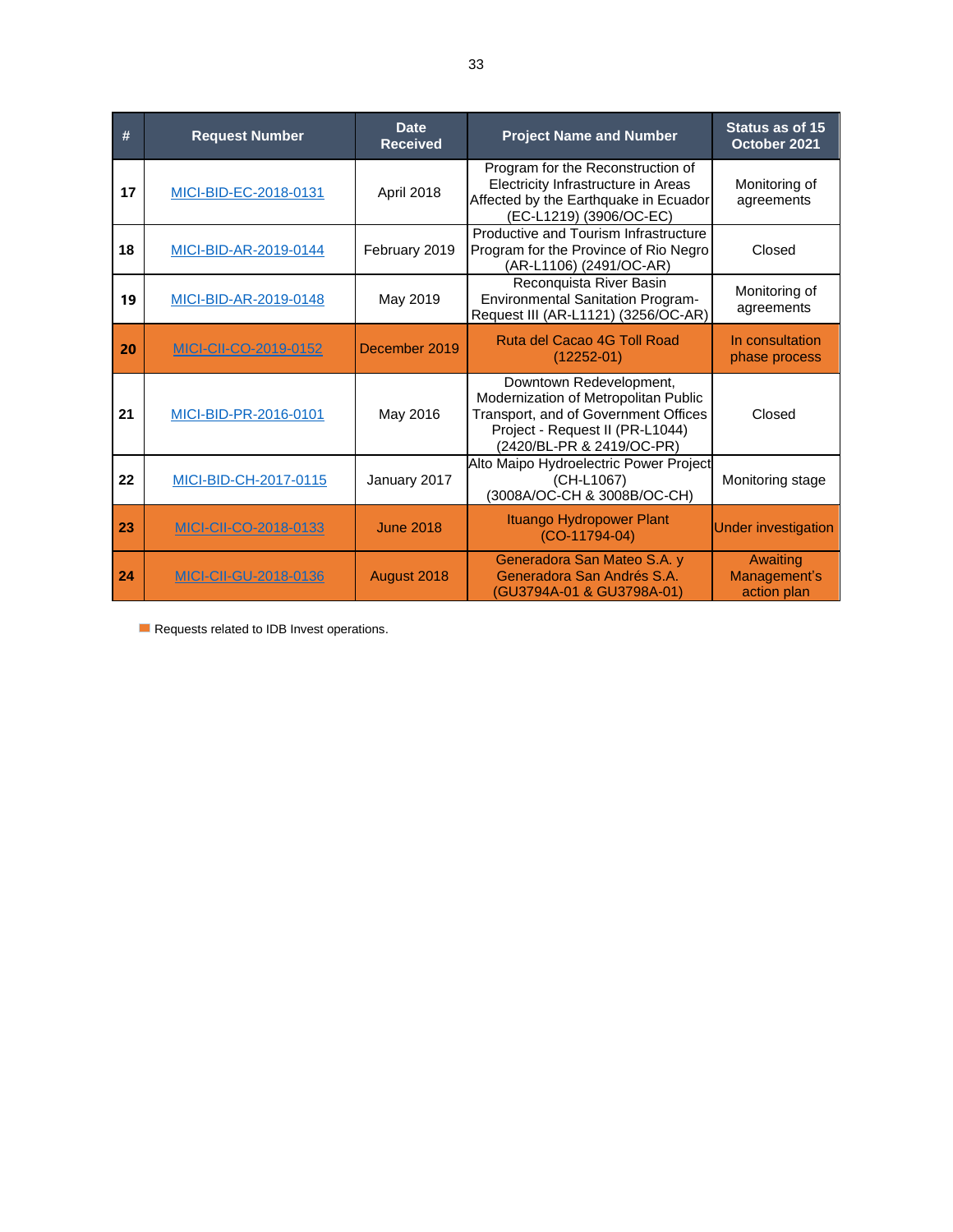| # | Request Number | Date Received | Project Name and Number | Status as of 15 October 2021 |
|---|---|---|---|---|
| 17 | MICI-BID-EC-2018-0131 | April 2018 | Program for the Reconstruction of Electricity Infrastructure in Areas Affected by the Earthquake in Ecuador (EC-L1219) (3906/OC-EC) | Monitoring of agreements |
| 18 | MICI-BID-AR-2019-0144 | February 2019 | Productive and Tourism Infrastructure Program for the Province of Rio Negro (AR-L1106) (2491/OC-AR) | Closed |
| 19 | MICI-BID-AR-2019-0148 | May 2019 | Reconquista River Basin Environmental Sanitation Program-Request III (AR-L1121) (3256/OC-AR) | Monitoring of agreements |
| 20 | MICI-CII-CO-2019-0152 | December 2019 | Ruta del Cacao 4G Toll Road (12252-01) | In consultation phase process |
| 21 | MICI-BID-PR-2016-0101 | May 2016 | Downtown Redevelopment, Modernization of Metropolitan Public Transport, and of Government Offices Project - Request II (PR-L1044) (2420/BL-PR & 2419/OC-PR) | Closed |
| 22 | MICI-BID-CH-2017-0115 | January 2017 | Alto Maipo Hydroelectric Power Project (CH-L1067) (3008A/OC-CH & 3008B/OC-CH) | Monitoring stage |
| 23 | MICI-CII-CO-2018-0133 | June 2018 | Ituango Hydropower Plant (CO-11794-04) | Under investigation |
| 24 | MICI-CII-GU-2018-0136 | August 2018 | Generadora San Mateo S.A. y Generadora San Andrés S.A. (GU3794A-01 & GU3798A-01) | Awaiting Management's action plan |

Requests related to IDB Invest operations.